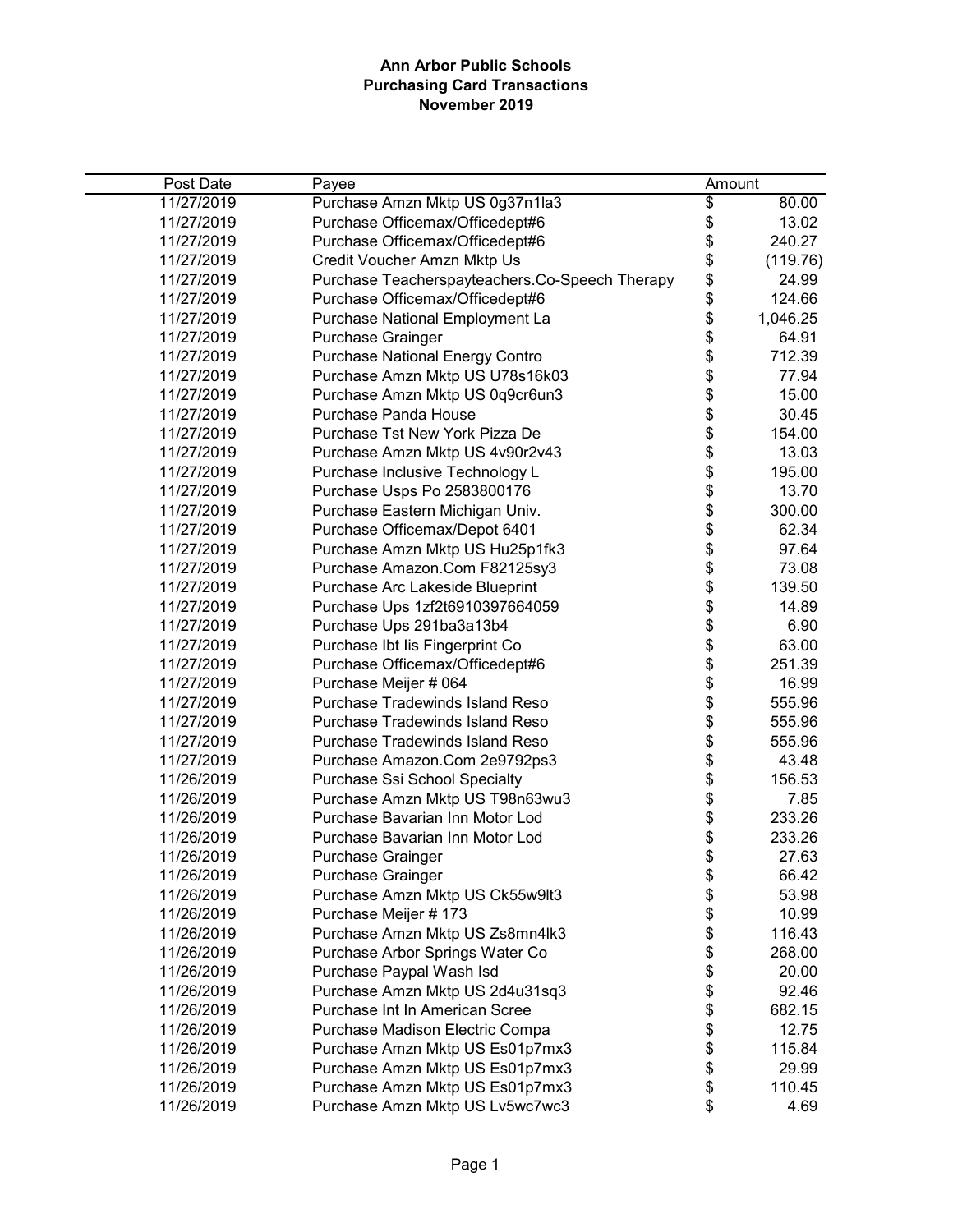# Ann Arbor Public Schools
## Purchasing Card Transactions
### November 2019

| Post Date | Payee | Amount |
|---|---|---|
| 11/27/2019 | Purchase Amzn Mktp US 0g37n1la3 | $ 80.00 |
| 11/27/2019 | Purchase Officemax/Officedept#6 | $ 13.02 |
| 11/27/2019 | Purchase Officemax/Officedept#6 | $ 240.27 |
| 11/27/2019 | Credit Voucher Amzn Mktp Us | $ (119.76) |
| 11/27/2019 | Purchase Teacherspayteachers.Co-Speech Therapy | $ 24.99 |
| 11/27/2019 | Purchase Officemax/Officedept#6 | $ 124.66 |
| 11/27/2019 | Purchase National Employment La | $ 1,046.25 |
| 11/27/2019 | Purchase Grainger | $ 64.91 |
| 11/27/2019 | Purchase National Energy Contro | $ 712.39 |
| 11/27/2019 | Purchase Amzn Mktp US U78s16k03 | $ 77.94 |
| 11/27/2019 | Purchase Amzn Mktp US 0q9cr6un3 | $ 15.00 |
| 11/27/2019 | Purchase Panda House | $ 30.45 |
| 11/27/2019 | Purchase Tst New York Pizza De | $ 154.00 |
| 11/27/2019 | Purchase Amzn Mktp US 4v90r2v43 | $ 13.03 |
| 11/27/2019 | Purchase Inclusive Technology L | $ 195.00 |
| 11/27/2019 | Purchase Usps Po 2583800176 | $ 13.70 |
| 11/27/2019 | Purchase Eastern Michigan Univ. | $ 300.00 |
| 11/27/2019 | Purchase Officemax/Depot 6401 | $ 62.34 |
| 11/27/2019 | Purchase Amzn Mktp US Hu25p1fk3 | $ 97.64 |
| 11/27/2019 | Purchase Amazon.Com F82125sy3 | $ 73.08 |
| 11/27/2019 | Purchase Arc Lakeside Blueprint | $ 139.50 |
| 11/27/2019 | Purchase Ups 1zf2t6910397664059 | $ 14.89 |
| 11/27/2019 | Purchase Ups 291ba3a13b4 | $ 6.90 |
| 11/27/2019 | Purchase Ibt Iis Fingerprint Co | $ 63.00 |
| 11/27/2019 | Purchase Officemax/Officedept#6 | $ 251.39 |
| 11/27/2019 | Purchase Meijer # 064 | $ 16.99 |
| 11/27/2019 | Purchase Tradewinds Island Reso | $ 555.96 |
| 11/27/2019 | Purchase Tradewinds Island Reso | $ 555.96 |
| 11/27/2019 | Purchase Tradewinds Island Reso | $ 555.96 |
| 11/27/2019 | Purchase Amazon.Com 2e9792ps3 | $ 43.48 |
| 11/26/2019 | Purchase Ssi School Specialty | $ 156.53 |
| 11/26/2019 | Purchase Amzn Mktp US T98n63wu3 | $ 7.85 |
| 11/26/2019 | Purchase Bavarian Inn Motor Lod | $ 233.26 |
| 11/26/2019 | Purchase Bavarian Inn Motor Lod | $ 233.26 |
| 11/26/2019 | Purchase Grainger | $ 27.63 |
| 11/26/2019 | Purchase Grainger | $ 66.42 |
| 11/26/2019 | Purchase Amzn Mktp US Ck55w9lt3 | $ 53.98 |
| 11/26/2019 | Purchase Meijer # 173 | $ 10.99 |
| 11/26/2019 | Purchase Amzn Mktp US Zs8mn4lk3 | $ 116.43 |
| 11/26/2019 | Purchase Arbor Springs Water Co | $ 268.00 |
| 11/26/2019 | Purchase Paypal Wash Isd | $ 20.00 |
| 11/26/2019 | Purchase Amzn Mktp US 2d4u31sq3 | $ 92.46 |
| 11/26/2019 | Purchase Int In American Scree | $ 682.15 |
| 11/26/2019 | Purchase Madison Electric Compa | $ 12.75 |
| 11/26/2019 | Purchase Amzn Mktp US Es01p7mx3 | $ 115.84 |
| 11/26/2019 | Purchase Amzn Mktp US Es01p7mx3 | $ 29.99 |
| 11/26/2019 | Purchase Amzn Mktp US Es01p7mx3 | $ 110.45 |
| 11/26/2019 | Purchase Amzn Mktp US Lv5wc7wc3 | $ 4.69 |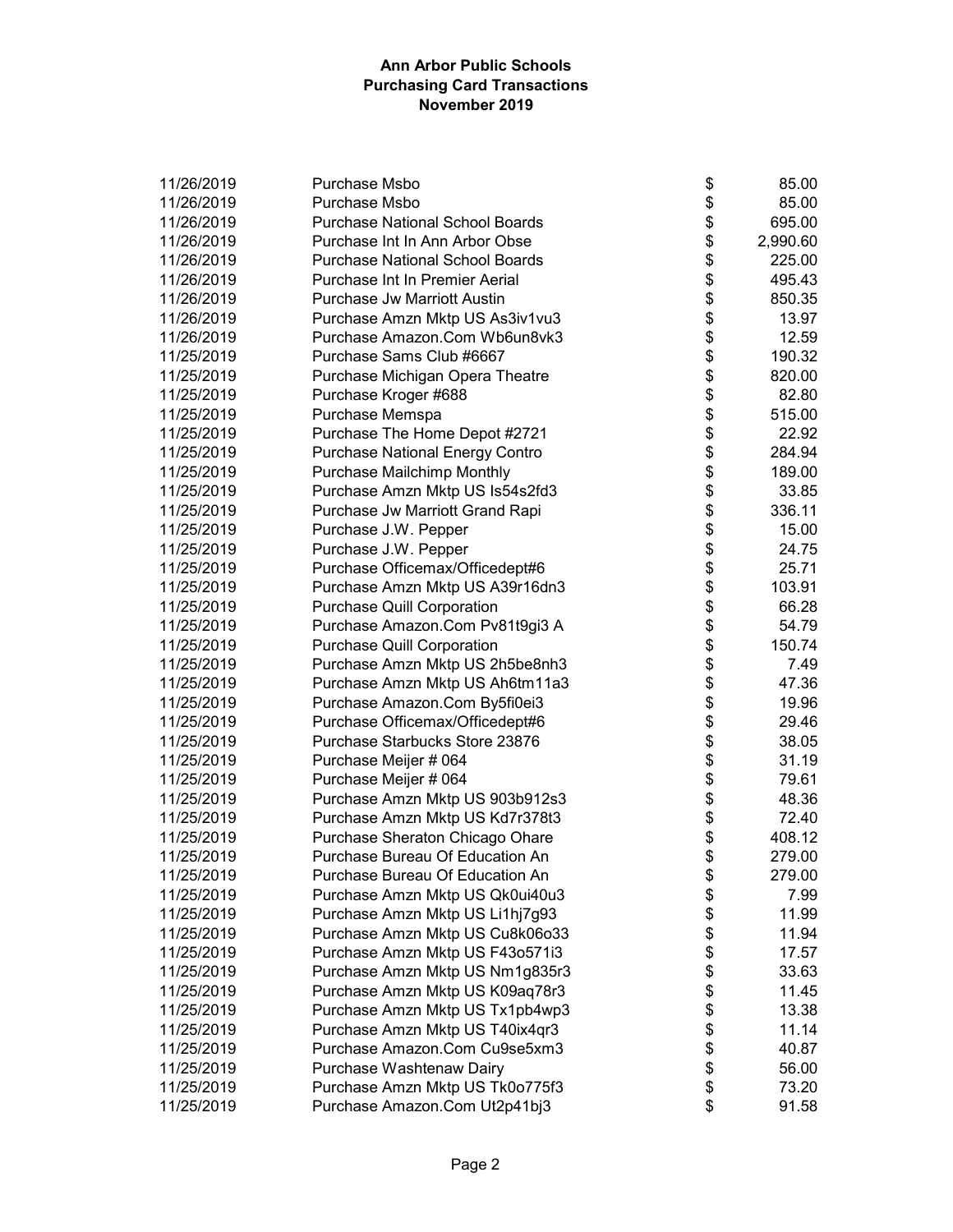**Ann Arbor Public Schools**
**Purchasing Card Transactions**
**November 2019**

| | | | |
|---|---|---|---|
| 11/26/2019 | Purchase Msbo | $ | 85.00 |
| 11/26/2019 | Purchase Msbo | $ | 85.00 |
| 11/26/2019 | Purchase National School Boards | $ | 695.00 |
| 11/26/2019 | Purchase Int In Ann Arbor Obse | $ | 2,990.60 |
| 11/26/2019 | Purchase National School Boards | $ | 225.00 |
| 11/26/2019 | Purchase Int In Premier Aerial | $ | 495.43 |
| 11/26/2019 | Purchase Jw Marriott Austin | $ | 850.35 |
| 11/26/2019 | Purchase Amzn Mktp US As3iv1vu3 | $ | 13.97 |
| 11/26/2019 | Purchase Amazon.Com Wb6un8vk3 | $ | 12.59 |
| 11/25/2019 | Purchase Sams Club #6667 | $ | 190.32 |
| 11/25/2019 | Purchase Michigan Opera Theatre | $ | 820.00 |
| 11/25/2019 | Purchase Kroger #688 | $ | 82.80 |
| 11/25/2019 | Purchase Memspa | $ | 515.00 |
| 11/25/2019 | Purchase The Home Depot #2721 | $ | 22.92 |
| 11/25/2019 | Purchase National Energy Contro | $ | 284.94 |
| 11/25/2019 | Purchase Mailchimp Monthly | $ | 189.00 |
| 11/25/2019 | Purchase Amzn Mktp US Is54s2fd3 | $ | 33.85 |
| 11/25/2019 | Purchase Jw Marriott Grand Rapi | $ | 336.11 |
| 11/25/2019 | Purchase J.W. Pepper | $ | 15.00 |
| 11/25/2019 | Purchase J.W. Pepper | $ | 24.75 |
| 11/25/2019 | Purchase Officemax/Officedept#6 | $ | 25.71 |
| 11/25/2019 | Purchase Amzn Mktp US A39r16dn3 | $ | 103.91 |
| 11/25/2019 | Purchase Quill Corporation | $ | 66.28 |
| 11/25/2019 | Purchase Amazon.Com Pv81t9gi3 A | $ | 54.79 |
| 11/25/2019 | Purchase Quill Corporation | $ | 150.74 |
| 11/25/2019 | Purchase Amzn Mktp US 2h5be8nh3 | $ | 7.49 |
| 11/25/2019 | Purchase Amzn Mktp US Ah6tm11a3 | $ | 47.36 |
| 11/25/2019 | Purchase Amazon.Com By5fi0ei3 | $ | 19.96 |
| 11/25/2019 | Purchase Officemax/Officedept#6 | $ | 29.46 |
| 11/25/2019 | Purchase Starbucks Store 23876 | $ | 38.05 |
| 11/25/2019 | Purchase Meijer # 064 | $ | 31.19 |
| 11/25/2019 | Purchase Meijer # 064 | $ | 79.61 |
| 11/25/2019 | Purchase Amzn Mktp US 903b912s3 | $ | 48.36 |
| 11/25/2019 | Purchase Amzn Mktp US Kd7r378t3 | $ | 72.40 |
| 11/25/2019 | Purchase Sheraton Chicago Ohare | $ | 408.12 |
| 11/25/2019 | Purchase Bureau Of Education An | $ | 279.00 |
| 11/25/2019 | Purchase Bureau Of Education An | $ | 279.00 |
| 11/25/2019 | Purchase Amzn Mktp US Qk0ui40u3 | $ | 7.99 |
| 11/25/2019 | Purchase Amzn Mktp US Li1hj7g93 | $ | 11.99 |
| 11/25/2019 | Purchase Amzn Mktp US Cu8k06o33 | $ | 11.94 |
| 11/25/2019 | Purchase Amzn Mktp US F43o571i3 | $ | 17.57 |
| 11/25/2019 | Purchase Amzn Mktp US Nm1g835r3 | $ | 33.63 |
| 11/25/2019 | Purchase Amzn Mktp US K09aq78r3 | $ | 11.45 |
| 11/25/2019 | Purchase Amzn Mktp US Tx1pb4wp3 | $ | 13.38 |
| 11/25/2019 | Purchase Amzn Mktp US T40ix4qr3 | $ | 11.14 |
| 11/25/2019 | Purchase Amazon.Com Cu9se5xm3 | $ | 40.87 |
| 11/25/2019 | Purchase Washtenaw Dairy | $ | 56.00 |
| 11/25/2019 | Purchase Amzn Mktp US Tk0o775f3 | $ | 73.20 |
| 11/25/2019 | Purchase Amazon.Com Ut2p41bj3 | $ | 91.58 |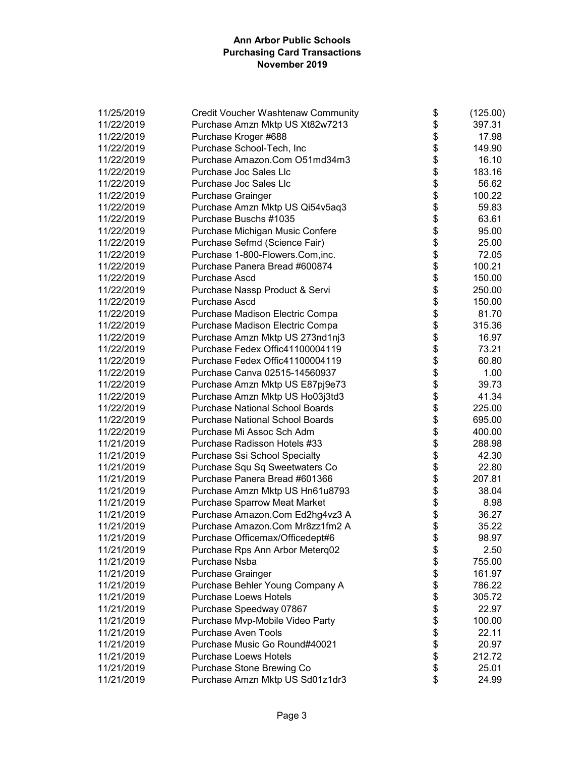**Ann Arbor Public Schools**
**Purchasing Card Transactions**
**November 2019**

| | | | |
|---|---|---|---|
| 11/25/2019 | Credit Voucher Washtenaw Community | $ | (125.00) |
| 11/22/2019 | Purchase Amzn Mktp US Xt82w7213 | $ | 397.31 |
| 11/22/2019 | Purchase Kroger #688 | $ | 17.98 |
| 11/22/2019 | Purchase School-Tech, Inc | $ | 149.90 |
| 11/22/2019 | Purchase Amazon.Com O51md34m3 | $ | 16.10 |
| 11/22/2019 | Purchase Joc Sales Llc | $ | 183.16 |
| 11/22/2019 | Purchase Joc Sales Llc | $ | 56.62 |
| 11/22/2019 | Purchase Grainger | $ | 100.22 |
| 11/22/2019 | Purchase Amzn Mktp US Qi54v5aq3 | $ | 59.83 |
| 11/22/2019 | Purchase Buschs #1035 | $ | 63.61 |
| 11/22/2019 | Purchase Michigan Music Confere | $ | 95.00 |
| 11/22/2019 | Purchase Sefmd (Science Fair) | $ | 25.00 |
| 11/22/2019 | Purchase 1-800-Flowers.Com,inc. | $ | 72.05 |
| 11/22/2019 | Purchase Panera Bread #600874 | $ | 100.21 |
| 11/22/2019 | Purchase Ascd | $ | 150.00 |
| 11/22/2019 | Purchase Nassp Product & Servi | $ | 250.00 |
| 11/22/2019 | Purchase Ascd | $ | 150.00 |
| 11/22/2019 | Purchase Madison Electric Compa | $ | 81.70 |
| 11/22/2019 | Purchase Madison Electric Compa | $ | 315.36 |
| 11/22/2019 | Purchase Amzn Mktp US 273nd1nj3 | $ | 16.97 |
| 11/22/2019 | Purchase Fedex Offic41100004119 | $ | 73.21 |
| 11/22/2019 | Purchase Fedex Offic41100004119 | $ | 60.80 |
| 11/22/2019 | Purchase Canva 02515-14560937 | $ | 1.00 |
| 11/22/2019 | Purchase Amzn Mktp US E87pj9e73 | $ | 39.73 |
| 11/22/2019 | Purchase Amzn Mktp US Ho03j3td3 | $ | 41.34 |
| 11/22/2019 | Purchase National School Boards | $ | 225.00 |
| 11/22/2019 | Purchase National School Boards | $ | 695.00 |
| 11/22/2019 | Purchase Mi Assoc Sch Adm | $ | 400.00 |
| 11/21/2019 | Purchase Radisson Hotels #33 | $ | 288.98 |
| 11/21/2019 | Purchase Ssi School Specialty | $ | 42.30 |
| 11/21/2019 | Purchase Squ Sq Sweetwaters Co | $ | 22.80 |
| 11/21/2019 | Purchase Panera Bread #601366 | $ | 207.81 |
| 11/21/2019 | Purchase Amzn Mktp US Hn61u8793 | $ | 38.04 |
| 11/21/2019 | Purchase Sparrow Meat Market | $ | 8.98 |
| 11/21/2019 | Purchase Amazon.Com Ed2hg4vz3 A | $ | 36.27 |
| 11/21/2019 | Purchase Amazon.Com Mr8zz1fm2 A | $ | 35.22 |
| 11/21/2019 | Purchase Officemax/Officedept#6 | $ | 98.97 |
| 11/21/2019 | Purchase Rps Ann Arbor Meterq02 | $ | 2.50 |
| 11/21/2019 | Purchase Nsba | $ | 755.00 |
| 11/21/2019 | Purchase Grainger | $ | 161.97 |
| 11/21/2019 | Purchase Behler Young Company A | $ | 786.22 |
| 11/21/2019 | Purchase Loews Hotels | $ | 305.72 |
| 11/21/2019 | Purchase Speedway 07867 | $ | 22.97 |
| 11/21/2019 | Purchase Mvp-Mobile Video Party | $ | 100.00 |
| 11/21/2019 | Purchase Aven Tools | $ | 22.11 |
| 11/21/2019 | Purchase Music Go Round#40021 | $ | 20.97 |
| 11/21/2019 | Purchase Loews Hotels | $ | 212.72 |
| 11/21/2019 | Purchase Stone Brewing Co | $ | 25.01 |
| 11/21/2019 | Purchase Amzn Mktp US Sd01z1dr3 | $ | 24.99 |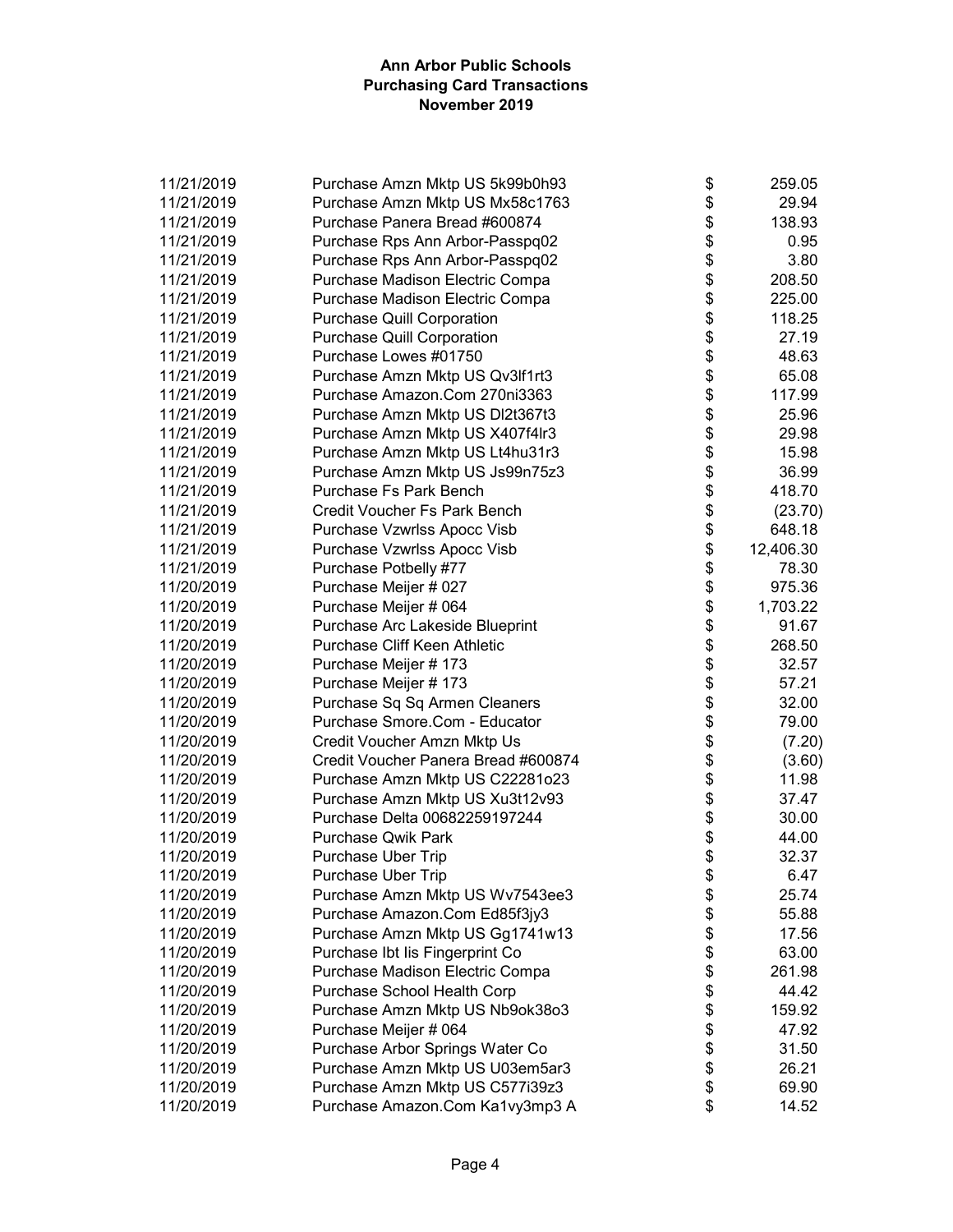**Ann Arbor Public Schools**
**Purchasing Card Transactions**
**November 2019**

| Date | Description | | Amount |
|---|---|---|---|
| 11/21/2019 | Purchase Amzn Mktp US 5k99b0h93 | $ | 259.05 |
| 11/21/2019 | Purchase Amzn Mktp US Mx58c1763 | $ | 29.94 |
| 11/21/2019 | Purchase Panera Bread #600874 | $ | 138.93 |
| 11/21/2019 | Purchase Rps Ann Arbor-Passpq02 | $ | 0.95 |
| 11/21/2019 | Purchase Rps Ann Arbor-Passpq02 | $ | 3.80 |
| 11/21/2019 | Purchase Madison Electric Compa | $ | 208.50 |
| 11/21/2019 | Purchase Madison Electric Compa | $ | 225.00 |
| 11/21/2019 | Purchase Quill Corporation | $ | 118.25 |
| 11/21/2019 | Purchase Quill Corporation | $ | 27.19 |
| 11/21/2019 | Purchase Lowes #01750 | $ | 48.63 |
| 11/21/2019 | Purchase Amzn Mktp US Qv3lf1rt3 | $ | 65.08 |
| 11/21/2019 | Purchase Amazon.Com 270ni3363 | $ | 117.99 |
| 11/21/2019 | Purchase Amzn Mktp US Dl2t367t3 | $ | 25.96 |
| 11/21/2019 | Purchase Amzn Mktp US X407f4lr3 | $ | 29.98 |
| 11/21/2019 | Purchase Amzn Mktp US Lt4hu31r3 | $ | 15.98 |
| 11/21/2019 | Purchase Amzn Mktp US Js99n75z3 | $ | 36.99 |
| 11/21/2019 | Purchase Fs Park Bench | $ | 418.70 |
| 11/21/2019 | Credit Voucher Fs Park Bench | $ | (23.70) |
| 11/21/2019 | Purchase Vzwrlss Apocc Visb | $ | 648.18 |
| 11/21/2019 | Purchase Vzwrlss Apocc Visb | $ | 12,406.30 |
| 11/21/2019 | Purchase Potbelly #77 | $ | 78.30 |
| 11/20/2019 | Purchase Meijer # 027 | $ | 975.36 |
| 11/20/2019 | Purchase Meijer # 064 | $ | 1,703.22 |
| 11/20/2019 | Purchase Arc Lakeside Blueprint | $ | 91.67 |
| 11/20/2019 | Purchase Cliff Keen Athletic | $ | 268.50 |
| 11/20/2019 | Purchase Meijer # 173 | $ | 32.57 |
| 11/20/2019 | Purchase Meijer # 173 | $ | 57.21 |
| 11/20/2019 | Purchase Sq Sq Armen Cleaners | $ | 32.00 |
| 11/20/2019 | Purchase Smore.Com - Educator | $ | 79.00 |
| 11/20/2019 | Credit Voucher Amzn Mktp Us | $ | (7.20) |
| 11/20/2019 | Credit Voucher Panera Bread #600874 | $ | (3.60) |
| 11/20/2019 | Purchase Amzn Mktp US C22281o23 | $ | 11.98 |
| 11/20/2019 | Purchase Amzn Mktp US Xu3t12v93 | $ | 37.47 |
| 11/20/2019 | Purchase Delta 00682259197244 | $ | 30.00 |
| 11/20/2019 | Purchase Qwik Park | $ | 44.00 |
| 11/20/2019 | Purchase Uber Trip | $ | 32.37 |
| 11/20/2019 | Purchase Uber Trip | $ | 6.47 |
| 11/20/2019 | Purchase Amzn Mktp US Wv7543ee3 | $ | 25.74 |
| 11/20/2019 | Purchase Amazon.Com Ed85f3jy3 | $ | 55.88 |
| 11/20/2019 | Purchase Amzn Mktp US Gg1741w13 | $ | 17.56 |
| 11/20/2019 | Purchase Ibt Iis Fingerprint Co | $ | 63.00 |
| 11/20/2019 | Purchase Madison Electric Compa | $ | 261.98 |
| 11/20/2019 | Purchase School Health Corp | $ | 44.42 |
| 11/20/2019 | Purchase Amzn Mktp US Nb9ok38o3 | $ | 159.92 |
| 11/20/2019 | Purchase Meijer # 064 | $ | 47.92 |
| 11/20/2019 | Purchase Arbor Springs Water Co | $ | 31.50 |
| 11/20/2019 | Purchase Amzn Mktp US U03em5ar3 | $ | 26.21 |
| 11/20/2019 | Purchase Amzn Mktp US C577i39z3 | $ | 69.90 |
| 11/20/2019 | Purchase Amazon.Com Ka1vy3mp3 A | $ | 14.52 |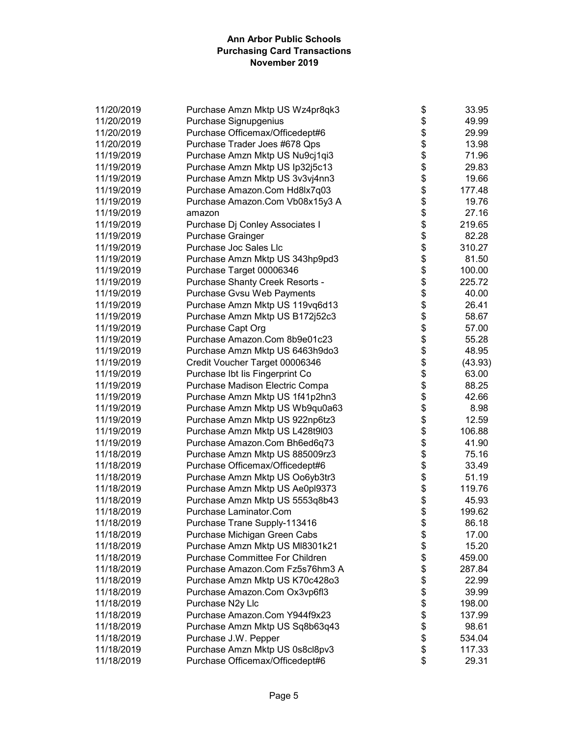**Ann Arbor Public Schools**
**Purchasing Card Transactions**
**November 2019**

| Date | Description | | Amount |
|---|---|---|---|
| 11/20/2019 | Purchase Amzn Mktp US Wz4pr8qk3 | $ | 33.95 |
| 11/20/2019 | Purchase Signupgenius | $ | 49.99 |
| 11/20/2019 | Purchase Officemax/Officedept#6 | $ | 29.99 |
| 11/20/2019 | Purchase Trader Joes #678 Qps | $ | 13.98 |
| 11/19/2019 | Purchase Amzn Mktp US Nu9cj1qi3 | $ | 71.96 |
| 11/19/2019 | Purchase Amzn Mktp US Ip32j5c13 | $ | 29.83 |
| 11/19/2019 | Purchase Amzn Mktp US 3v3vj4nn3 | $ | 19.66 |
| 11/19/2019 | Purchase Amazon.Com Hd8lx7q03 | $ | 177.48 |
| 11/19/2019 | Purchase Amazon.Com Vb08x15y3 A | $ | 19.76 |
| 11/19/2019 | amazon | $ | 27.16 |
| 11/19/2019 | Purchase Dj Conley Associates I | $ | 219.65 |
| 11/19/2019 | Purchase Grainger | $ | 82.28 |
| 11/19/2019 | Purchase Joc Sales Llc | $ | 310.27 |
| 11/19/2019 | Purchase Amzn Mktp US 343hp9pd3 | $ | 81.50 |
| 11/19/2019 | Purchase Target 00006346 | $ | 100.00 |
| 11/19/2019 | Purchase Shanty Creek Resorts - | $ | 225.72 |
| 11/19/2019 | Purchase Gvsu Web Payments | $ | 40.00 |
| 11/19/2019 | Purchase Amzn Mktp US 119vq6d13 | $ | 26.41 |
| 11/19/2019 | Purchase Amzn Mktp US B172j52c3 | $ | 58.67 |
| 11/19/2019 | Purchase Capt Org | $ | 57.00 |
| 11/19/2019 | Purchase Amazon.Com 8b9e01c23 | $ | 55.28 |
| 11/19/2019 | Purchase Amzn Mktp US 6463h9do3 | $ | 48.95 |
| 11/19/2019 | Credit Voucher Target 00006346 | $ | (43.93) |
| 11/19/2019 | Purchase Ibt Iis Fingerprint Co | $ | 63.00 |
| 11/19/2019 | Purchase Madison Electric Compa | $ | 88.25 |
| 11/19/2019 | Purchase Amzn Mktp US 1f41p2hn3 | $ | 42.66 |
| 11/19/2019 | Purchase Amzn Mktp US Wb9qu0a63 | $ | 8.98 |
| 11/19/2019 | Purchase Amzn Mktp US 922np6tz3 | $ | 12.59 |
| 11/19/2019 | Purchase Amzn Mktp US L428t9l03 | $ | 106.88 |
| 11/19/2019 | Purchase Amazon.Com Bh6ed6q73 | $ | 41.90 |
| 11/18/2019 | Purchase Amzn Mktp US 885009rz3 | $ | 75.16 |
| 11/18/2019 | Purchase Officemax/Officedept#6 | $ | 33.49 |
| 11/18/2019 | Purchase Amzn Mktp US Oo6yb3tr3 | $ | 51.19 |
| 11/18/2019 | Purchase Amzn Mktp US Ae0pl9373 | $ | 119.76 |
| 11/18/2019 | Purchase Amzn Mktp US 5553q8b43 | $ | 45.93 |
| 11/18/2019 | Purchase Laminator.Com | $ | 199.62 |
| 11/18/2019 | Purchase Trane Supply-113416 | $ | 86.18 |
| 11/18/2019 | Purchase Michigan Green Cabs | $ | 17.00 |
| 11/18/2019 | Purchase Amzn Mktp US Ml8301k21 | $ | 15.20 |
| 11/18/2019 | Purchase Committee For Children | $ | 459.00 |
| 11/18/2019 | Purchase Amazon.Com Fz5s76hm3 A | $ | 287.84 |
| 11/18/2019 | Purchase Amzn Mktp US K70c428o3 | $ | 22.99 |
| 11/18/2019 | Purchase Amazon.Com Ox3vp6fl3 | $ | 39.99 |
| 11/18/2019 | Purchase N2y Llc | $ | 198.00 |
| 11/18/2019 | Purchase Amazon.Com Y944f9x23 | $ | 137.99 |
| 11/18/2019 | Purchase Amzn Mktp US Sq8b63q43 | $ | 98.61 |
| 11/18/2019 | Purchase J.W. Pepper | $ | 534.04 |
| 11/18/2019 | Purchase Amzn Mktp US 0s8cl8pv3 | $ | 117.33 |
| 11/18/2019 | Purchase Officemax/Officedept#6 | $ | 29.31 |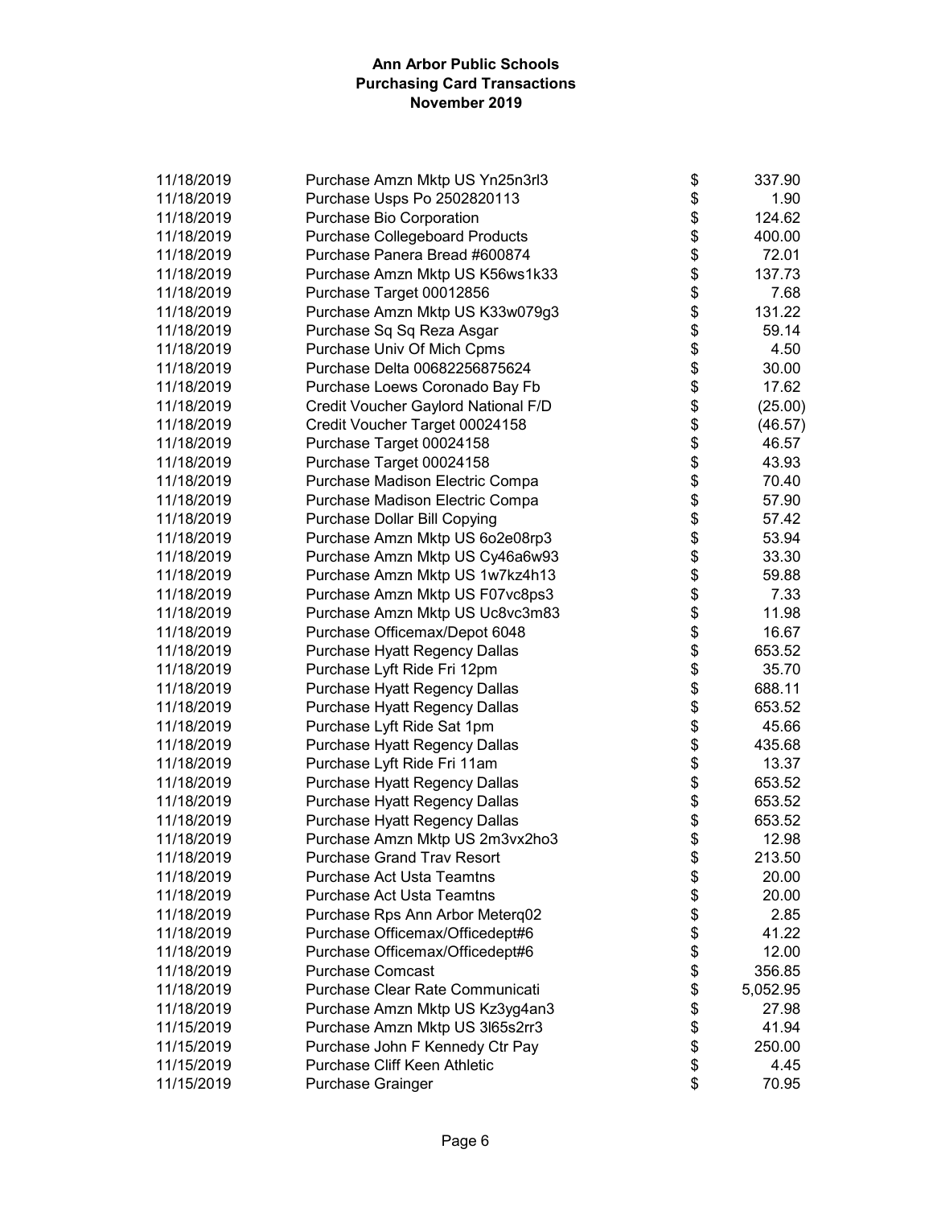**Ann Arbor Public Schools**
**Purchasing Card Transactions**
**November 2019**

| | | | |
|---|---|---|---|
| 11/18/2019 | Purchase Amzn Mktp US Yn25n3rl3 | $ | 337.90 |
| 11/18/2019 | Purchase Usps Po 2502820113 | $ | 1.90 |
| 11/18/2019 | Purchase Bio Corporation | $ | 124.62 |
| 11/18/2019 | Purchase Collegeboard Products | $ | 400.00 |
| 11/18/2019 | Purchase Panera Bread #600874 | $ | 72.01 |
| 11/18/2019 | Purchase Amzn Mktp US K56ws1k33 | $ | 137.73 |
| 11/18/2019 | Purchase Target 00012856 | $ | 7.68 |
| 11/18/2019 | Purchase Amzn Mktp US K33w079g3 | $ | 131.22 |
| 11/18/2019 | Purchase Sq Sq Reza Asgar | $ | 59.14 |
| 11/18/2019 | Purchase Univ Of Mich Cpms | $ | 4.50 |
| 11/18/2019 | Purchase Delta 00682256875624 | $ | 30.00 |
| 11/18/2019 | Purchase Loews Coronado Bay Fb | $ | 17.62 |
| 11/18/2019 | Credit Voucher Gaylord National F/D | $ | (25.00) |
| 11/18/2019 | Credit Voucher Target 00024158 | $ | (46.57) |
| 11/18/2019 | Purchase Target 00024158 | $ | 46.57 |
| 11/18/2019 | Purchase Target 00024158 | $ | 43.93 |
| 11/18/2019 | Purchase Madison Electric Compa | $ | 70.40 |
| 11/18/2019 | Purchase Madison Electric Compa | $ | 57.90 |
| 11/18/2019 | Purchase Dollar Bill Copying | $ | 57.42 |
| 11/18/2019 | Purchase Amzn Mktp US 6o2e08rp3 | $ | 53.94 |
| 11/18/2019 | Purchase Amzn Mktp US Cy46a6w93 | $ | 33.30 |
| 11/18/2019 | Purchase Amzn Mktp US 1w7kz4h13 | $ | 59.88 |
| 11/18/2019 | Purchase Amzn Mktp US F07vc8ps3 | $ | 7.33 |
| 11/18/2019 | Purchase Amzn Mktp US Uc8vc3m83 | $ | 11.98 |
| 11/18/2019 | Purchase Officemax/Depot 6048 | $ | 16.67 |
| 11/18/2019 | Purchase Hyatt Regency Dallas | $ | 653.52 |
| 11/18/2019 | Purchase Lyft Ride Fri 12pm | $ | 35.70 |
| 11/18/2019 | Purchase Hyatt Regency Dallas | $ | 688.11 |
| 11/18/2019 | Purchase Hyatt Regency Dallas | $ | 653.52 |
| 11/18/2019 | Purchase Lyft Ride Sat 1pm | $ | 45.66 |
| 11/18/2019 | Purchase Hyatt Regency Dallas | $ | 435.68 |
| 11/18/2019 | Purchase Lyft Ride Fri 11am | $ | 13.37 |
| 11/18/2019 | Purchase Hyatt Regency Dallas | $ | 653.52 |
| 11/18/2019 | Purchase Hyatt Regency Dallas | $ | 653.52 |
| 11/18/2019 | Purchase Hyatt Regency Dallas | $ | 653.52 |
| 11/18/2019 | Purchase Amzn Mktp US 2m3vx2ho3 | $ | 12.98 |
| 11/18/2019 | Purchase Grand Trav Resort | $ | 213.50 |
| 11/18/2019 | Purchase Act Usta Teamtns | $ | 20.00 |
| 11/18/2019 | Purchase Act Usta Teamtns | $ | 20.00 |
| 11/18/2019 | Purchase Rps Ann Arbor Meterq02 | $ | 2.85 |
| 11/18/2019 | Purchase Officemax/Officedept#6 | $ | 41.22 |
| 11/18/2019 | Purchase Officemax/Officedept#6 | $ | 12.00 |
| 11/18/2019 | Purchase Comcast | $ | 356.85 |
| 11/18/2019 | Purchase Clear Rate Communicati | $ | 5,052.95 |
| 11/18/2019 | Purchase Amzn Mktp US Kz3yg4an3 | $ | 27.98 |
| 11/15/2019 | Purchase Amzn Mktp US 3l65s2rr3 | $ | 41.94 |
| 11/15/2019 | Purchase John F Kennedy Ctr Pay | $ | 250.00 |
| 11/15/2019 | Purchase Cliff Keen Athletic | $ | 4.45 |
| 11/15/2019 | Purchase Grainger | $ | 70.95 |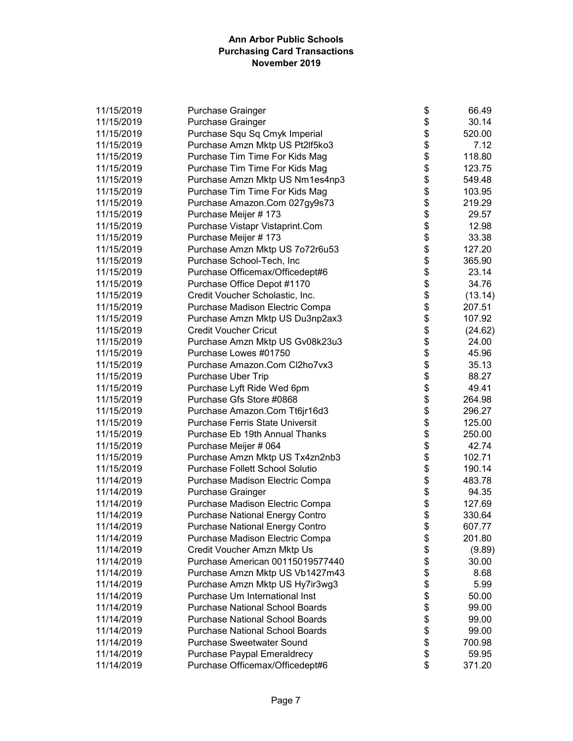**Ann Arbor Public Schools**
**Purchasing Card Transactions**
**November 2019**

| | | | |
|---|---|---|---|
| 11/15/2019 | Purchase Grainger | $ | 66.49 |
| 11/15/2019 | Purchase Grainger | $ | 30.14 |
| 11/15/2019 | Purchase Squ Sq Cmyk Imperial | $ | 520.00 |
| 11/15/2019 | Purchase Amzn Mktp US Pt2lf5ko3 | $ | 7.12 |
| 11/15/2019 | Purchase Tim Time For Kids Mag | $ | 118.80 |
| 11/15/2019 | Purchase Tim Time For Kids Mag | $ | 123.75 |
| 11/15/2019 | Purchase Amzn Mktp US Nm1es4np3 | $ | 549.48 |
| 11/15/2019 | Purchase Tim Time For Kids Mag | $ | 103.95 |
| 11/15/2019 | Purchase Amazon.Com 027gy9s73 | $ | 219.29 |
| 11/15/2019 | Purchase Meijer # 173 | $ | 29.57 |
| 11/15/2019 | Purchase Vistapr Vistaprint.Com | $ | 12.98 |
| 11/15/2019 | Purchase Meijer # 173 | $ | 33.38 |
| 11/15/2019 | Purchase Amzn Mktp US 7o72r6u53 | $ | 127.20 |
| 11/15/2019 | Purchase School-Tech, Inc | $ | 365.90 |
| 11/15/2019 | Purchase Officemax/Officedept#6 | $ | 23.14 |
| 11/15/2019 | Purchase Office Depot #1170 | $ | 34.76 |
| 11/15/2019 | Credit Voucher Scholastic, Inc. | $ | (13.14) |
| 11/15/2019 | Purchase Madison Electric Compa | $ | 207.51 |
| 11/15/2019 | Purchase Amzn Mktp US Du3np2ax3 | $ | 107.92 |
| 11/15/2019 | Credit Voucher Cricut | $ | (24.62) |
| 11/15/2019 | Purchase Amzn Mktp US Gv08k23u3 | $ | 24.00 |
| 11/15/2019 | Purchase Lowes #01750 | $ | 45.96 |
| 11/15/2019 | Purchase Amazon.Com Cl2ho7vx3 | $ | 35.13 |
| 11/15/2019 | Purchase Uber Trip | $ | 88.27 |
| 11/15/2019 | Purchase Lyft Ride Wed 6pm | $ | 49.41 |
| 11/15/2019 | Purchase Gfs Store #0868 | $ | 264.98 |
| 11/15/2019 | Purchase Amazon.Com Tt6jr16d3 | $ | 296.27 |
| 11/15/2019 | Purchase Ferris State Universit | $ | 125.00 |
| 11/15/2019 | Purchase Eb 19th Annual Thanks | $ | 250.00 |
| 11/15/2019 | Purchase Meijer # 064 | $ | 42.74 |
| 11/15/2019 | Purchase Amzn Mktp US Tx4zn2nb3 | $ | 102.71 |
| 11/15/2019 | Purchase Follett School Solutio | $ | 190.14 |
| 11/14/2019 | Purchase Madison Electric Compa | $ | 483.78 |
| 11/14/2019 | Purchase Grainger | $ | 94.35 |
| 11/14/2019 | Purchase Madison Electric Compa | $ | 127.69 |
| 11/14/2019 | Purchase National Energy Contro | $ | 330.64 |
| 11/14/2019 | Purchase National Energy Contro | $ | 607.77 |
| 11/14/2019 | Purchase Madison Electric Compa | $ | 201.80 |
| 11/14/2019 | Credit Voucher Amzn Mktp Us | $ | (9.89) |
| 11/14/2019 | Purchase American 00115019577440 | $ | 30.00 |
| 11/14/2019 | Purchase Amzn Mktp US Vb1427m43 | $ | 8.68 |
| 11/14/2019 | Purchase Amzn Mktp US Hy7ir3wg3 | $ | 5.99 |
| 11/14/2019 | Purchase Um International Inst | $ | 50.00 |
| 11/14/2019 | Purchase National School Boards | $ | 99.00 |
| 11/14/2019 | Purchase National School Boards | $ | 99.00 |
| 11/14/2019 | Purchase National School Boards | $ | 99.00 |
| 11/14/2019 | Purchase Sweetwater Sound | $ | 700.98 |
| 11/14/2019 | Purchase Paypal Emeraldrecy | $ | 59.95 |
| 11/14/2019 | Purchase Officemax/Officedept#6 | $ | 371.20 |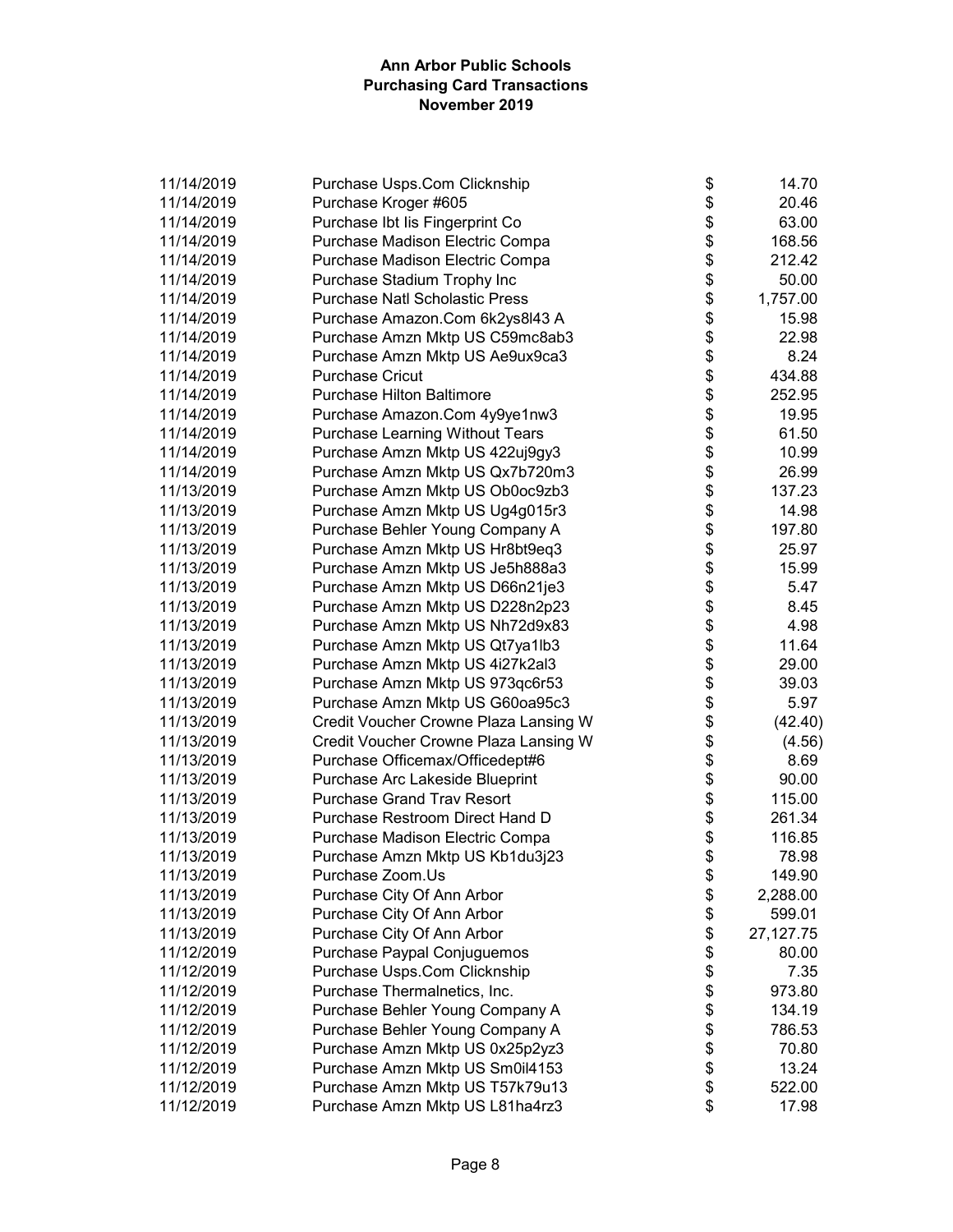# Ann Arbor Public Schools
## Purchasing Card Transactions
### November 2019

| Date | Description | Amount |
|---|---|---|
| 11/14/2019 | Purchase Usps.Com Clicknship | $ 14.70 |
| 11/14/2019 | Purchase Kroger #605 | $ 20.46 |
| 11/14/2019 | Purchase Ibt Iis Fingerprint Co | $ 63.00 |
| 11/14/2019 | Purchase Madison Electric Compa | $ 168.56 |
| 11/14/2019 | Purchase Madison Electric Compa | $ 212.42 |
| 11/14/2019 | Purchase Stadium Trophy Inc | $ 50.00 |
| 11/14/2019 | Purchase Natl Scholastic Press | $ 1,757.00 |
| 11/14/2019 | Purchase Amazon.Com 6k2ys8l43 A | $ 15.98 |
| 11/14/2019 | Purchase Amzn Mktp US C59mc8ab3 | $ 22.98 |
| 11/14/2019 | Purchase Amzn Mktp US Ae9ux9ca3 | $ 8.24 |
| 11/14/2019 | Purchase Cricut | $ 434.88 |
| 11/14/2019 | Purchase Hilton Baltimore | $ 252.95 |
| 11/14/2019 | Purchase Amazon.Com 4y9ye1nw3 | $ 19.95 |
| 11/14/2019 | Purchase Learning Without Tears | $ 61.50 |
| 11/14/2019 | Purchase Amzn Mktp US 422uj9gy3 | $ 10.99 |
| 11/14/2019 | Purchase Amzn Mktp US Qx7b720m3 | $ 26.99 |
| 11/13/2019 | Purchase Amzn Mktp US Ob0oc9zb3 | $ 137.23 |
| 11/13/2019 | Purchase Amzn Mktp US Ug4g015r3 | $ 14.98 |
| 11/13/2019 | Purchase Behler Young Company A | $ 197.80 |
| 11/13/2019 | Purchase Amzn Mktp US Hr8bt9eq3 | $ 25.97 |
| 11/13/2019 | Purchase Amzn Mktp US Je5h888a3 | $ 15.99 |
| 11/13/2019 | Purchase Amzn Mktp US D66n21je3 | $ 5.47 |
| 11/13/2019 | Purchase Amzn Mktp US D228n2p23 | $ 8.45 |
| 11/13/2019 | Purchase Amzn Mktp US Nh72d9x83 | $ 4.98 |
| 11/13/2019 | Purchase Amzn Mktp US Qt7ya1lb3 | $ 11.64 |
| 11/13/2019 | Purchase Amzn Mktp US 4i27k2al3 | $ 29.00 |
| 11/13/2019 | Purchase Amzn Mktp US 973qc6r53 | $ 39.03 |
| 11/13/2019 | Purchase Amzn Mktp US G60oa95c3 | $ 5.97 |
| 11/13/2019 | Credit Voucher Crowne Plaza Lansing W | $ (42.40) |
| 11/13/2019 | Credit Voucher Crowne Plaza Lansing W | $ (4.56) |
| 11/13/2019 | Purchase Officemax/Officedept#6 | $ 8.69 |
| 11/13/2019 | Purchase Arc Lakeside Blueprint | $ 90.00 |
| 11/13/2019 | Purchase Grand Trav Resort | $ 115.00 |
| 11/13/2019 | Purchase Restroom Direct Hand D | $ 261.34 |
| 11/13/2019 | Purchase Madison Electric Compa | $ 116.85 |
| 11/13/2019 | Purchase Amzn Mktp US Kb1du3j23 | $ 78.98 |
| 11/13/2019 | Purchase Zoom.Us | $ 149.90 |
| 11/13/2019 | Purchase City Of Ann Arbor | $ 2,288.00 |
| 11/13/2019 | Purchase City Of Ann Arbor | $ 599.01 |
| 11/13/2019 | Purchase City Of Ann Arbor | $ 27,127.75 |
| 11/12/2019 | Purchase Paypal Conjuguemos | $ 80.00 |
| 11/12/2019 | Purchase Usps.Com Clicknship | $ 7.35 |
| 11/12/2019 | Purchase Thermalnetics, Inc. | $ 973.80 |
| 11/12/2019 | Purchase Behler Young Company A | $ 134.19 |
| 11/12/2019 | Purchase Behler Young Company A | $ 786.53 |
| 11/12/2019 | Purchase Amzn Mktp US 0x25p2yz3 | $ 70.80 |
| 11/12/2019 | Purchase Amzn Mktp US Sm0il4153 | $ 13.24 |
| 11/12/2019 | Purchase Amzn Mktp US T57k79u13 | $ 522.00 |
| 11/12/2019 | Purchase Amzn Mktp US L81ha4rz3 | $ 17.98 |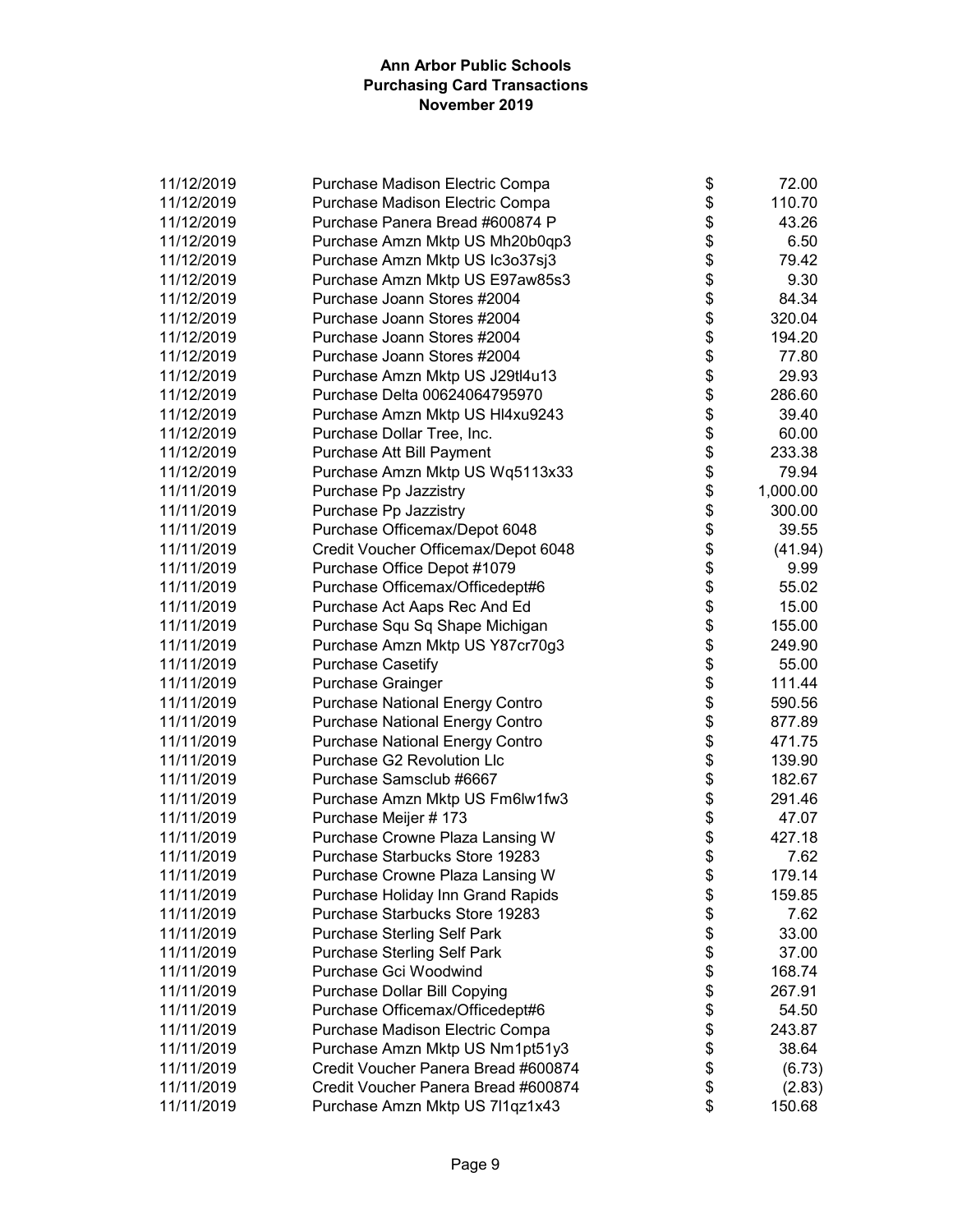**Ann Arbor Public Schools**
**Purchasing Card Transactions**
**November 2019**

| | | | |
|---|---|---|---|
| 11/12/2019 | Purchase Madison Electric Compa | $ | 72.00 |
| 11/12/2019 | Purchase Madison Electric Compa | $ | 110.70 |
| 11/12/2019 | Purchase Panera Bread #600874 P | $ | 43.26 |
| 11/12/2019 | Purchase Amzn Mktp US Mh20b0qp3 | $ | 6.50 |
| 11/12/2019 | Purchase Amzn Mktp US Ic3o37sj3 | $ | 79.42 |
| 11/12/2019 | Purchase Amzn Mktp US E97aw85s3 | $ | 9.30 |
| 11/12/2019 | Purchase Joann Stores #2004 | $ | 84.34 |
| 11/12/2019 | Purchase Joann Stores #2004 | $ | 320.04 |
| 11/12/2019 | Purchase Joann Stores #2004 | $ | 194.20 |
| 11/12/2019 | Purchase Joann Stores #2004 | $ | 77.80 |
| 11/12/2019 | Purchase Amzn Mktp US J29tl4u13 | $ | 29.93 |
| 11/12/2019 | Purchase Delta 00624064795970 | $ | 286.60 |
| 11/12/2019 | Purchase Amzn Mktp US Hl4xu9243 | $ | 39.40 |
| 11/12/2019 | Purchase Dollar Tree, Inc. | $ | 60.00 |
| 11/12/2019 | Purchase Att Bill Payment | $ | 233.38 |
| 11/12/2019 | Purchase Amzn Mktp US Wq5113x33 | $ | 79.94 |
| 11/11/2019 | Purchase Pp Jazzistry | $ | 1,000.00 |
| 11/11/2019 | Purchase Pp Jazzistry | $ | 300.00 |
| 11/11/2019 | Purchase Officemax/Depot 6048 | $ | 39.55 |
| 11/11/2019 | Credit Voucher Officemax/Depot 6048 | $ | (41.94) |
| 11/11/2019 | Purchase Office Depot #1079 | $ | 9.99 |
| 11/11/2019 | Purchase Officemax/Officedept#6 | $ | 55.02 |
| 11/11/2019 | Purchase Act Aaps Rec And Ed | $ | 15.00 |
| 11/11/2019 | Purchase Squ Sq Shape Michigan | $ | 155.00 |
| 11/11/2019 | Purchase Amzn Mktp US Y87cr70g3 | $ | 249.90 |
| 11/11/2019 | Purchase Casetify | $ | 55.00 |
| 11/11/2019 | Purchase Grainger | $ | 111.44 |
| 11/11/2019 | Purchase National Energy Contro | $ | 590.56 |
| 11/11/2019 | Purchase National Energy Contro | $ | 877.89 |
| 11/11/2019 | Purchase National Energy Contro | $ | 471.75 |
| 11/11/2019 | Purchase G2 Revolution Llc | $ | 139.90 |
| 11/11/2019 | Purchase Samsclub #6667 | $ | 182.67 |
| 11/11/2019 | Purchase Amzn Mktp US Fm6lw1fw3 | $ | 291.46 |
| 11/11/2019 | Purchase Meijer # 173 | $ | 47.07 |
| 11/11/2019 | Purchase Crowne Plaza Lansing W | $ | 427.18 |
| 11/11/2019 | Purchase Starbucks Store 19283 | $ | 7.62 |
| 11/11/2019 | Purchase Crowne Plaza Lansing W | $ | 179.14 |
| 11/11/2019 | Purchase Holiday Inn Grand Rapids | $ | 159.85 |
| 11/11/2019 | Purchase Starbucks Store 19283 | $ | 7.62 |
| 11/11/2019 | Purchase Sterling Self Park | $ | 33.00 |
| 11/11/2019 | Purchase Sterling Self Park | $ | 37.00 |
| 11/11/2019 | Purchase Gci Woodwind | $ | 168.74 |
| 11/11/2019 | Purchase Dollar Bill Copying | $ | 267.91 |
| 11/11/2019 | Purchase Officemax/Officedept#6 | $ | 54.50 |
| 11/11/2019 | Purchase Madison Electric Compa | $ | 243.87 |
| 11/11/2019 | Purchase Amzn Mktp US Nm1pt51y3 | $ | 38.64 |
| 11/11/2019 | Credit Voucher Panera Bread #600874 | $ | (6.73) |
| 11/11/2019 | Credit Voucher Panera Bread #600874 | $ | (2.83) |
| 11/11/2019 | Purchase Amzn Mktp US 7l1qz1x43 | $ | 150.68 |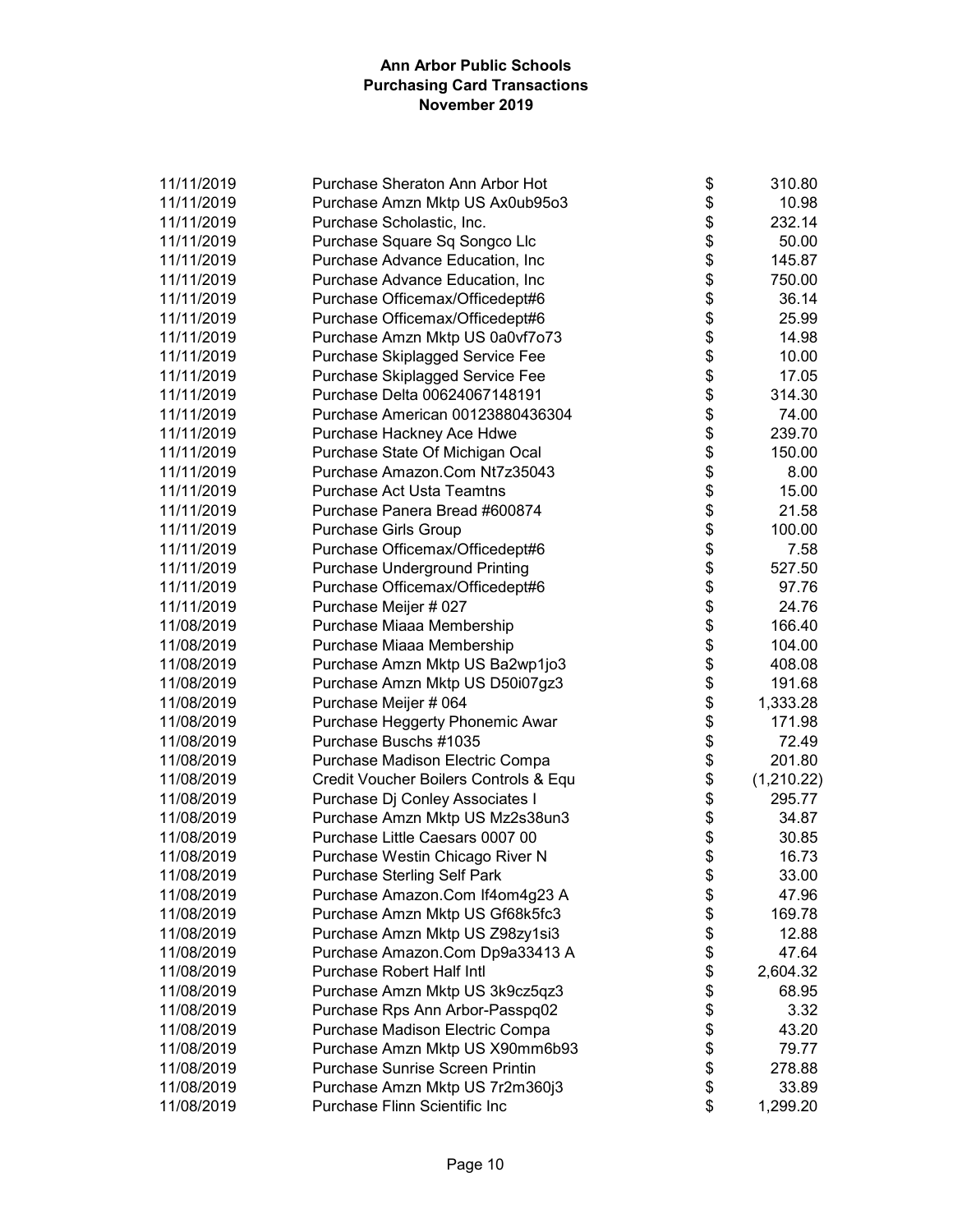**Ann Arbor Public Schools**
**Purchasing Card Transactions**
**November 2019**

| Date | Description | | Amount |
|---|---|---|---|
| 11/11/2019 | Purchase Sheraton Ann Arbor Hot | $ | 310.80 |
| 11/11/2019 | Purchase Amzn Mktp US Ax0ub95o3 | $ | 10.98 |
| 11/11/2019 | Purchase Scholastic, Inc. | $ | 232.14 |
| 11/11/2019 | Purchase Square Sq Songco Llc | $ | 50.00 |
| 11/11/2019 | Purchase Advance Education, Inc | $ | 145.87 |
| 11/11/2019 | Purchase Advance Education, Inc | $ | 750.00 |
| 11/11/2019 | Purchase Officemax/Officedept#6 | $ | 36.14 |
| 11/11/2019 | Purchase Officemax/Officedept#6 | $ | 25.99 |
| 11/11/2019 | Purchase Amzn Mktp US 0a0vf7o73 | $ | 14.98 |
| 11/11/2019 | Purchase Skiplagged Service Fee | $ | 10.00 |
| 11/11/2019 | Purchase Skiplagged Service Fee | $ | 17.05 |
| 11/11/2019 | Purchase Delta 00624067148191 | $ | 314.30 |
| 11/11/2019 | Purchase American 00123880436304 | $ | 74.00 |
| 11/11/2019 | Purchase Hackney Ace Hdwe | $ | 239.70 |
| 11/11/2019 | Purchase State Of Michigan Ocal | $ | 150.00 |
| 11/11/2019 | Purchase Amazon.Com Nt7z35043 | $ | 8.00 |
| 11/11/2019 | Purchase Act Usta Teamtns | $ | 15.00 |
| 11/11/2019 | Purchase Panera Bread #600874 | $ | 21.58 |
| 11/11/2019 | Purchase Girls Group | $ | 100.00 |
| 11/11/2019 | Purchase Officemax/Officedept#6 | $ | 7.58 |
| 11/11/2019 | Purchase Underground Printing | $ | 527.50 |
| 11/11/2019 | Purchase Officemax/Officedept#6 | $ | 97.76 |
| 11/11/2019 | Purchase Meijer # 027 | $ | 24.76 |
| 11/08/2019 | Purchase Miaaa Membership | $ | 166.40 |
| 11/08/2019 | Purchase Miaaa Membership | $ | 104.00 |
| 11/08/2019 | Purchase Amzn Mktp US Ba2wp1jo3 | $ | 408.08 |
| 11/08/2019 | Purchase Amzn Mktp US D50i07gz3 | $ | 191.68 |
| 11/08/2019 | Purchase Meijer # 064 | $ | 1,333.28 |
| 11/08/2019 | Purchase Heggerty Phonemic Awar | $ | 171.98 |
| 11/08/2019 | Purchase Buschs #1035 | $ | 72.49 |
| 11/08/2019 | Purchase Madison Electric Compa | $ | 201.80 |
| 11/08/2019 | Credit Voucher Boilers Controls & Equ | $ | (1,210.22) |
| 11/08/2019 | Purchase Dj Conley Associates I | $ | 295.77 |
| 11/08/2019 | Purchase Amzn Mktp US Mz2s38un3 | $ | 34.87 |
| 11/08/2019 | Purchase Little Caesars 0007 00 | $ | 30.85 |
| 11/08/2019 | Purchase Westin Chicago River N | $ | 16.73 |
| 11/08/2019 | Purchase Sterling Self Park | $ | 33.00 |
| 11/08/2019 | Purchase Amazon.Com If4om4g23 A | $ | 47.96 |
| 11/08/2019 | Purchase Amzn Mktp US Gf68k5fc3 | $ | 169.78 |
| 11/08/2019 | Purchase Amzn Mktp US Z98zy1si3 | $ | 12.88 |
| 11/08/2019 | Purchase Amazon.Com Dp9a33413 A | $ | 47.64 |
| 11/08/2019 | Purchase Robert Half Intl | $ | 2,604.32 |
| 11/08/2019 | Purchase Amzn Mktp US 3k9cz5qz3 | $ | 68.95 |
| 11/08/2019 | Purchase Rps Ann Arbor-Passpq02 | $ | 3.32 |
| 11/08/2019 | Purchase Madison Electric Compa | $ | 43.20 |
| 11/08/2019 | Purchase Amzn Mktp US X90mm6b93 | $ | 79.77 |
| 11/08/2019 | Purchase Sunrise Screen Printin | $ | 278.88 |
| 11/08/2019 | Purchase Amzn Mktp US 7r2m360j3 | $ | 33.89 |
| 11/08/2019 | Purchase Flinn Scientific Inc | $ | 1,299.20 |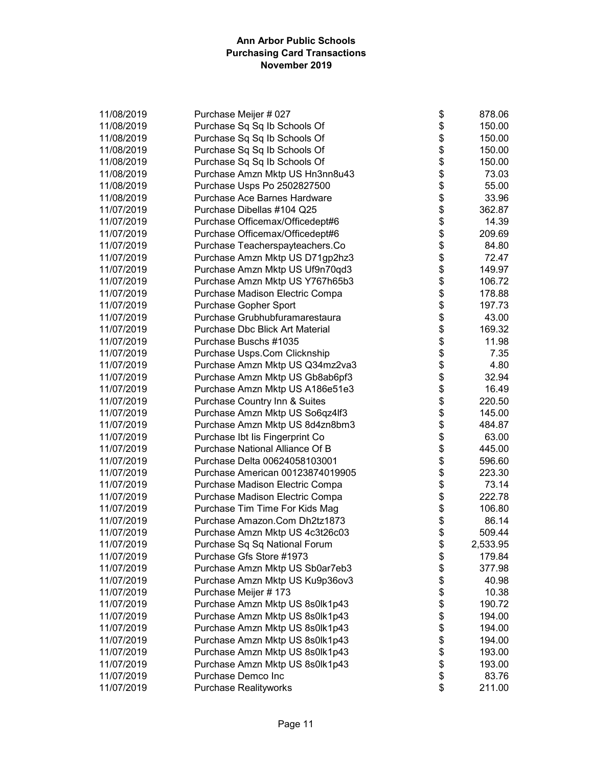# Ann Arbor Public Schools
## Purchasing Card Transactions
### November 2019

| Date | Description | Amount |
|---|---|---|
| 11/08/2019 | Purchase Meijer # 027 | $ 878.06 |
| 11/08/2019 | Purchase Sq Sq Ib Schools Of | $ 150.00 |
| 11/08/2019 | Purchase Sq Sq Ib Schools Of | $ 150.00 |
| 11/08/2019 | Purchase Sq Sq Ib Schools Of | $ 150.00 |
| 11/08/2019 | Purchase Sq Sq Ib Schools Of | $ 150.00 |
| 11/08/2019 | Purchase Amzn Mktp US Hn3nn8u43 | $ 73.03 |
| 11/08/2019 | Purchase Usps Po 2502827500 | $ 55.00 |
| 11/08/2019 | Purchase Ace Barnes Hardware | $ 33.96 |
| 11/07/2019 | Purchase Dibellas #104 Q25 | $ 362.87 |
| 11/07/2019 | Purchase Officemax/Officedept#6 | $ 14.39 |
| 11/07/2019 | Purchase Officemax/Officedept#6 | $ 209.69 |
| 11/07/2019 | Purchase Teacherspayteachers.Co | $ 84.80 |
| 11/07/2019 | Purchase Amzn Mktp US D71gp2hz3 | $ 72.47 |
| 11/07/2019 | Purchase Amzn Mktp US Uf9n70qd3 | $ 149.97 |
| 11/07/2019 | Purchase Amzn Mktp US Y767h65b3 | $ 106.72 |
| 11/07/2019 | Purchase Madison Electric Compa | $ 178.88 |
| 11/07/2019 | Purchase Gopher Sport | $ 197.73 |
| 11/07/2019 | Purchase Grubhubfuramarestaura | $ 43.00 |
| 11/07/2019 | Purchase Dbc Blick Art Material | $ 169.32 |
| 11/07/2019 | Purchase Buschs #1035 | $ 11.98 |
| 11/07/2019 | Purchase Usps.Com Clicknship | $ 7.35 |
| 11/07/2019 | Purchase Amzn Mktp US Q34mz2va3 | $ 4.80 |
| 11/07/2019 | Purchase Amzn Mktp US Gb8ab6pf3 | $ 32.94 |
| 11/07/2019 | Purchase Amzn Mktp US A186e51e3 | $ 16.49 |
| 11/07/2019 | Purchase Country Inn & Suites | $ 220.50 |
| 11/07/2019 | Purchase Amzn Mktp US So6qz4lf3 | $ 145.00 |
| 11/07/2019 | Purchase Amzn Mktp US 8d4zn8bm3 | $ 484.87 |
| 11/07/2019 | Purchase Ibt Iis Fingerprint Co | $ 63.00 |
| 11/07/2019 | Purchase National Alliance Of B | $ 445.00 |
| 11/07/2019 | Purchase Delta 00624058103001 | $ 596.60 |
| 11/07/2019 | Purchase American 00123874019905 | $ 223.30 |
| 11/07/2019 | Purchase Madison Electric Compa | $ 73.14 |
| 11/07/2019 | Purchase Madison Electric Compa | $ 222.78 |
| 11/07/2019 | Purchase Tim Time For Kids Mag | $ 106.80 |
| 11/07/2019 | Purchase Amazon.Com Dh2tz1873 | $ 86.14 |
| 11/07/2019 | Purchase Amzn Mktp US 4c3t26c03 | $ 509.44 |
| 11/07/2019 | Purchase Sq Sq National Forum | $ 2,533.95 |
| 11/07/2019 | Purchase Gfs Store #1973 | $ 179.84 |
| 11/07/2019 | Purchase Amzn Mktp US Sb0ar7eb3 | $ 377.98 |
| 11/07/2019 | Purchase Amzn Mktp US Ku9p36ov3 | $ 40.98 |
| 11/07/2019 | Purchase Meijer # 173 | $ 10.38 |
| 11/07/2019 | Purchase Amzn Mktp US 8s0lk1p43 | $ 190.72 |
| 11/07/2019 | Purchase Amzn Mktp US 8s0lk1p43 | $ 194.00 |
| 11/07/2019 | Purchase Amzn Mktp US 8s0lk1p43 | $ 194.00 |
| 11/07/2019 | Purchase Amzn Mktp US 8s0lk1p43 | $ 194.00 |
| 11/07/2019 | Purchase Amzn Mktp US 8s0lk1p43 | $ 193.00 |
| 11/07/2019 | Purchase Amzn Mktp US 8s0lk1p43 | $ 193.00 |
| 11/07/2019 | Purchase Demco Inc | $ 83.76 |
| 11/07/2019 | Purchase Realityworks | $ 211.00 |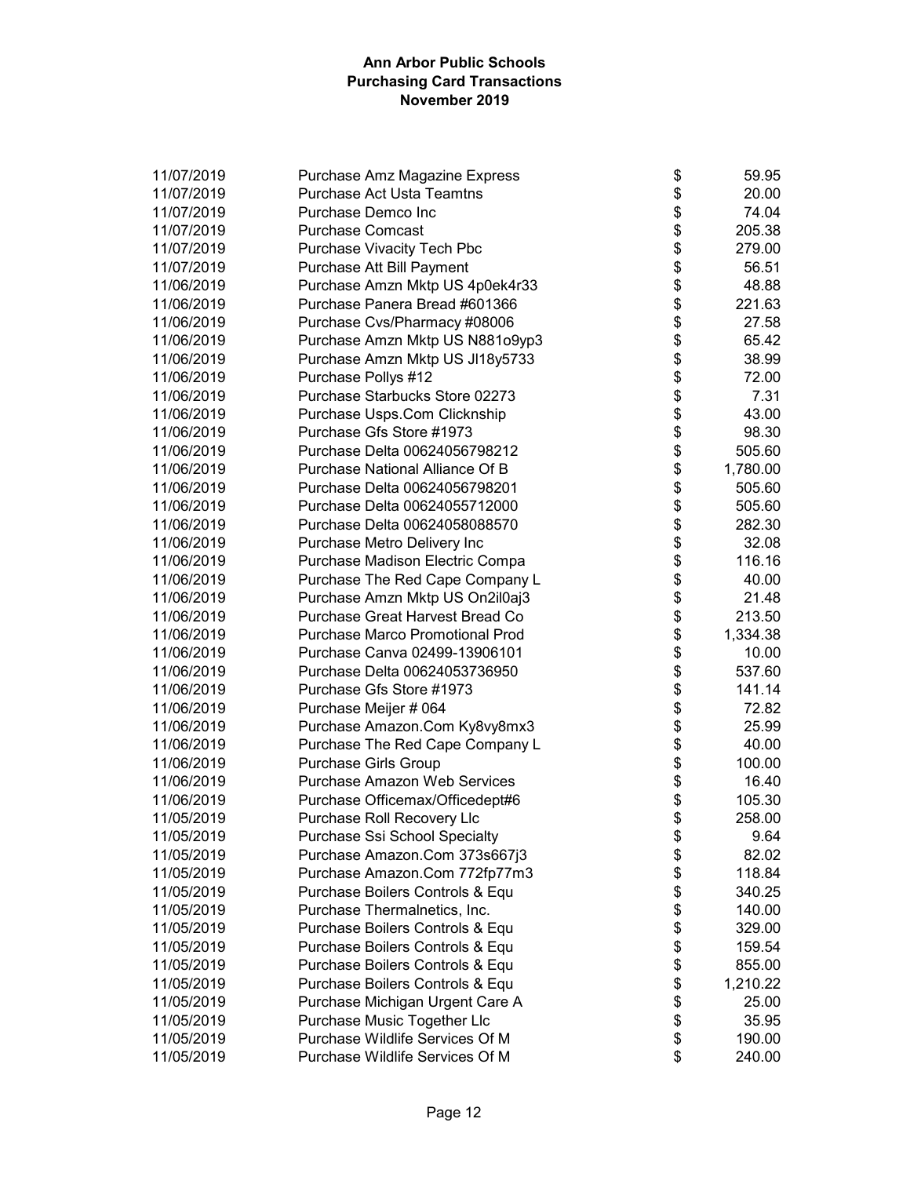**Ann Arbor Public Schools**
**Purchasing Card Transactions**
**November 2019**

| | | | |
|---|---|---|---|
| 11/07/2019 | Purchase Amz Magazine Express | $ | 59.95 |
| 11/07/2019 | Purchase Act Usta Teamtns | $ | 20.00 |
| 11/07/2019 | Purchase Demco Inc | $ | 74.04 |
| 11/07/2019 | Purchase Comcast | $ | 205.38 |
| 11/07/2019 | Purchase Vivacity Tech Pbc | $ | 279.00 |
| 11/07/2019 | Purchase Att Bill Payment | $ | 56.51 |
| 11/06/2019 | Purchase Amzn Mktp US 4p0ek4r33 | $ | 48.88 |
| 11/06/2019 | Purchase Panera Bread #601366 | $ | 221.63 |
| 11/06/2019 | Purchase Cvs/Pharmacy #08006 | $ | 27.58 |
| 11/06/2019 | Purchase Amzn Mktp US N881o9yp3 | $ | 65.42 |
| 11/06/2019 | Purchase Amzn Mktp US Jl18y5733 | $ | 38.99 |
| 11/06/2019 | Purchase Pollys #12 | $ | 72.00 |
| 11/06/2019 | Purchase Starbucks Store 02273 | $ | 7.31 |
| 11/06/2019 | Purchase Usps.Com Clicknship | $ | 43.00 |
| 11/06/2019 | Purchase Gfs Store #1973 | $ | 98.30 |
| 11/06/2019 | Purchase Delta 00624056798212 | $ | 505.60 |
| 11/06/2019 | Purchase National Alliance Of B | $ | 1,780.00 |
| 11/06/2019 | Purchase Delta 00624056798201 | $ | 505.60 |
| 11/06/2019 | Purchase Delta 00624055712000 | $ | 505.60 |
| 11/06/2019 | Purchase Delta 00624058088570 | $ | 282.30 |
| 11/06/2019 | Purchase Metro Delivery Inc | $ | 32.08 |
| 11/06/2019 | Purchase Madison Electric Compa | $ | 116.16 |
| 11/06/2019 | Purchase The Red Cape Company L | $ | 40.00 |
| 11/06/2019 | Purchase Amzn Mktp US On2il0aj3 | $ | 21.48 |
| 11/06/2019 | Purchase Great Harvest Bread Co | $ | 213.50 |
| 11/06/2019 | Purchase Marco Promotional Prod | $ | 1,334.38 |
| 11/06/2019 | Purchase Canva 02499-13906101 | $ | 10.00 |
| 11/06/2019 | Purchase Delta 00624053736950 | $ | 537.60 |
| 11/06/2019 | Purchase Gfs Store #1973 | $ | 141.14 |
| 11/06/2019 | Purchase Meijer # 064 | $ | 72.82 |
| 11/06/2019 | Purchase Amazon.Com Ky8vy8mx3 | $ | 25.99 |
| 11/06/2019 | Purchase The Red Cape Company L | $ | 40.00 |
| 11/06/2019 | Purchase Girls Group | $ | 100.00 |
| 11/06/2019 | Purchase Amazon Web Services | $ | 16.40 |
| 11/06/2019 | Purchase Officemax/Officedept#6 | $ | 105.30 |
| 11/05/2019 | Purchase Roll Recovery Llc | $ | 258.00 |
| 11/05/2019 | Purchase Ssi School Specialty | $ | 9.64 |
| 11/05/2019 | Purchase Amazon.Com 373s667j3 | $ | 82.02 |
| 11/05/2019 | Purchase Amazon.Com 772fp77m3 | $ | 118.84 |
| 11/05/2019 | Purchase Boilers Controls & Equ | $ | 340.25 |
| 11/05/2019 | Purchase Thermalnetics, Inc. | $ | 140.00 |
| 11/05/2019 | Purchase Boilers Controls & Equ | $ | 329.00 |
| 11/05/2019 | Purchase Boilers Controls & Equ | $ | 159.54 |
| 11/05/2019 | Purchase Boilers Controls & Equ | $ | 855.00 |
| 11/05/2019 | Purchase Boilers Controls & Equ | $ | 1,210.22 |
| 11/05/2019 | Purchase Michigan Urgent Care A | $ | 25.00 |
| 11/05/2019 | Purchase Music Together Llc | $ | 35.95 |
| 11/05/2019 | Purchase Wildlife Services Of M | $ | 190.00 |
| 11/05/2019 | Purchase Wildlife Services Of M | $ | 240.00 |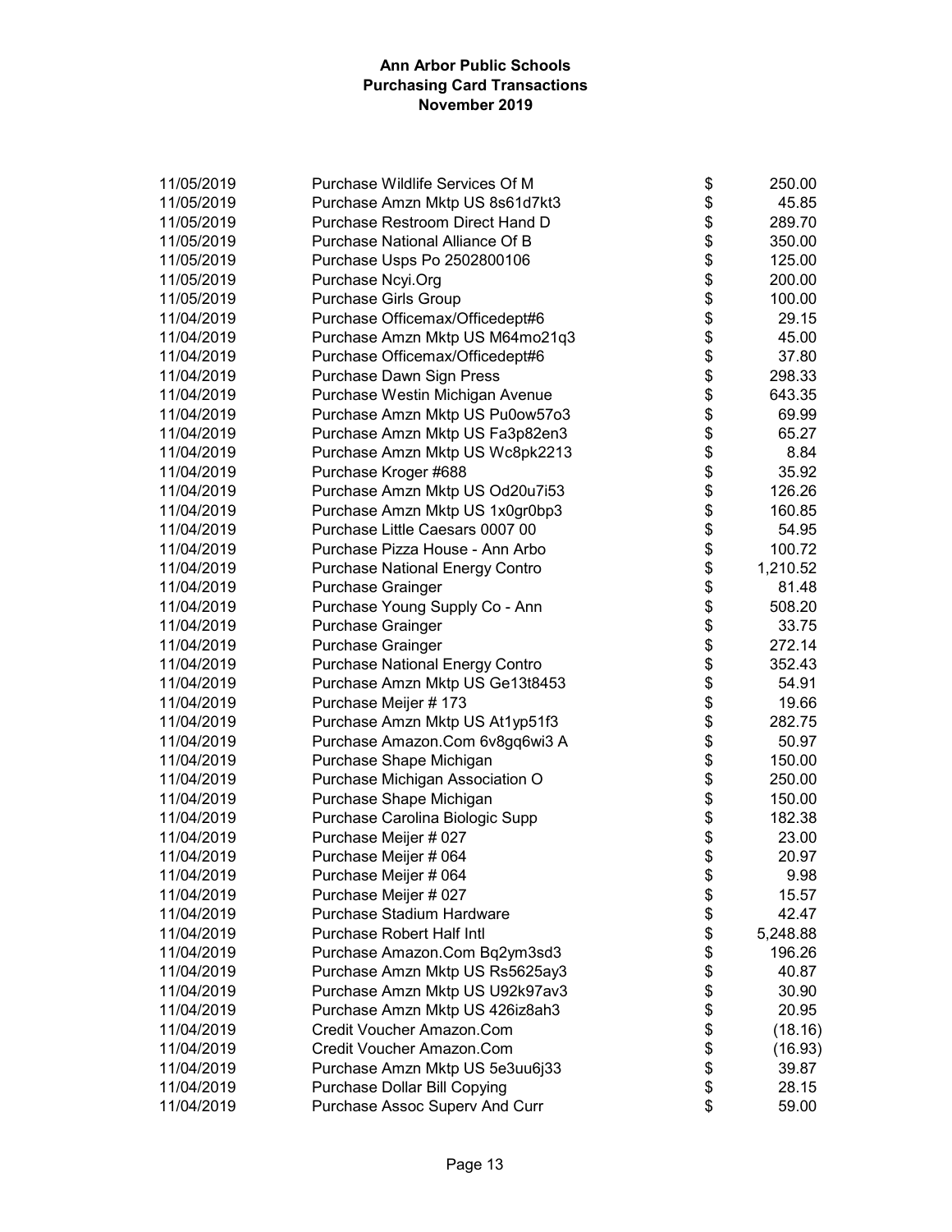# Ann Arbor Public Schools
## Purchasing Card Transactions
### November 2019

| Date | Description | | Amount |
|---|---|---|---|
| 11/05/2019 | Purchase Wildlife Services Of M | $ | 250.00 |
| 11/05/2019 | Purchase Amzn Mktp US 8s61d7kt3 | $ | 45.85 |
| 11/05/2019 | Purchase Restroom Direct Hand D | $ | 289.70 |
| 11/05/2019 | Purchase National Alliance Of B | $ | 350.00 |
| 11/05/2019 | Purchase Usps Po 2502800106 | $ | 125.00 |
| 11/05/2019 | Purchase Ncyi.Org | $ | 200.00 |
| 11/05/2019 | Purchase Girls Group | $ | 100.00 |
| 11/04/2019 | Purchase Officemax/Officedept#6 | $ | 29.15 |
| 11/04/2019 | Purchase Amzn Mktp US M64mo21q3 | $ | 45.00 |
| 11/04/2019 | Purchase Officemax/Officedept#6 | $ | 37.80 |
| 11/04/2019 | Purchase Dawn Sign Press | $ | 298.33 |
| 11/04/2019 | Purchase Westin Michigan Avenue | $ | 643.35 |
| 11/04/2019 | Purchase Amzn Mktp US Pu0ow57o3 | $ | 69.99 |
| 11/04/2019 | Purchase Amzn Mktp US Fa3p82en3 | $ | 65.27 |
| 11/04/2019 | Purchase Amzn Mktp US Wc8pk2213 | $ | 8.84 |
| 11/04/2019 | Purchase Kroger #688 | $ | 35.92 |
| 11/04/2019 | Purchase Amzn Mktp US Od20u7i53 | $ | 126.26 |
| 11/04/2019 | Purchase Amzn Mktp US 1x0gr0bp3 | $ | 160.85 |
| 11/04/2019 | Purchase Little Caesars 0007 00 | $ | 54.95 |
| 11/04/2019 | Purchase Pizza House - Ann Arbo | $ | 100.72 |
| 11/04/2019 | Purchase National Energy Contro | $ | 1,210.52 |
| 11/04/2019 | Purchase Grainger | $ | 81.48 |
| 11/04/2019 | Purchase Young Supply Co - Ann | $ | 508.20 |
| 11/04/2019 | Purchase Grainger | $ | 33.75 |
| 11/04/2019 | Purchase Grainger | $ | 272.14 |
| 11/04/2019 | Purchase National Energy Contro | $ | 352.43 |
| 11/04/2019 | Purchase Amzn Mktp US Ge13t8453 | $ | 54.91 |
| 11/04/2019 | Purchase Meijer # 173 | $ | 19.66 |
| 11/04/2019 | Purchase Amzn Mktp US At1yp51f3 | $ | 282.75 |
| 11/04/2019 | Purchase Amazon.Com 6v8gq6wi3 A | $ | 50.97 |
| 11/04/2019 | Purchase Shape Michigan | $ | 150.00 |
| 11/04/2019 | Purchase Michigan Association O | $ | 250.00 |
| 11/04/2019 | Purchase Shape Michigan | $ | 150.00 |
| 11/04/2019 | Purchase Carolina Biologic Supp | $ | 182.38 |
| 11/04/2019 | Purchase Meijer # 027 | $ | 23.00 |
| 11/04/2019 | Purchase Meijer # 064 | $ | 20.97 |
| 11/04/2019 | Purchase Meijer # 064 | $ | 9.98 |
| 11/04/2019 | Purchase Meijer # 027 | $ | 15.57 |
| 11/04/2019 | Purchase Stadium Hardware | $ | 42.47 |
| 11/04/2019 | Purchase Robert Half Intl | $ | 5,248.88 |
| 11/04/2019 | Purchase Amazon.Com Bq2ym3sd3 | $ | 196.26 |
| 11/04/2019 | Purchase Amzn Mktp US Rs5625ay3 | $ | 40.87 |
| 11/04/2019 | Purchase Amzn Mktp US U92k97av3 | $ | 30.90 |
| 11/04/2019 | Purchase Amzn Mktp US 426iz8ah3 | $ | 20.95 |
| 11/04/2019 | Credit Voucher Amazon.Com | $ | (18.16) |
| 11/04/2019 | Credit Voucher Amazon.Com | $ | (16.93) |
| 11/04/2019 | Purchase Amzn Mktp US 5e3uu6j33 | $ | 39.87 |
| 11/04/2019 | Purchase Dollar Bill Copying | $ | 28.15 |
| 11/04/2019 | Purchase Assoc Superv And Curr | $ | 59.00 |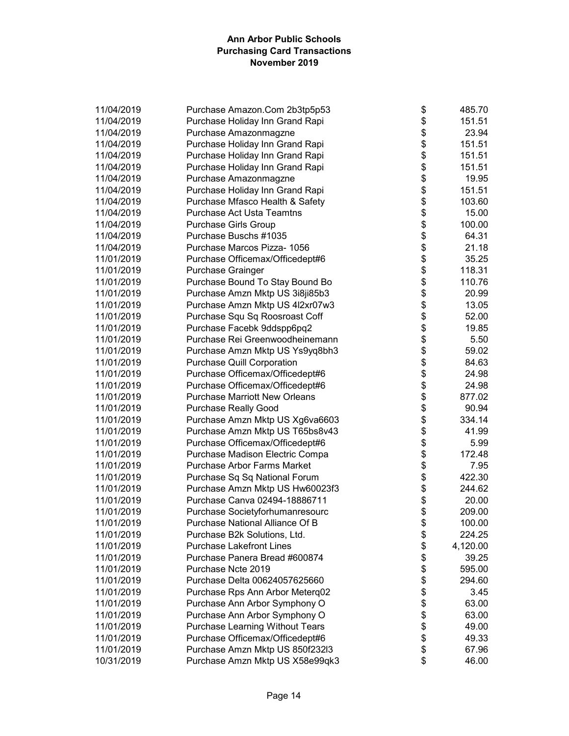# Ann Arbor Public Schools
## Purchasing Card Transactions
### November 2019

| Date | Description | Amount |
|---|---|---|
| 11/04/2019 | Purchase Amazon.Com 2b3tp5p53 | $ 485.70 |
| 11/04/2019 | Purchase Holiday Inn Grand Rapi | $ 151.51 |
| 11/04/2019 | Purchase Amazonmagzne | $ 23.94 |
| 11/04/2019 | Purchase Holiday Inn Grand Rapi | $ 151.51 |
| 11/04/2019 | Purchase Holiday Inn Grand Rapi | $ 151.51 |
| 11/04/2019 | Purchase Holiday Inn Grand Rapi | $ 151.51 |
| 11/04/2019 | Purchase Amazonmagzne | $ 19.95 |
| 11/04/2019 | Purchase Holiday Inn Grand Rapi | $ 151.51 |
| 11/04/2019 | Purchase Mfasco Health & Safety | $ 103.60 |
| 11/04/2019 | Purchase Act Usta Teamtns | $ 15.00 |
| 11/04/2019 | Purchase Girls Group | $ 100.00 |
| 11/04/2019 | Purchase Buschs #1035 | $ 64.31 |
| 11/04/2019 | Purchase Marcos Pizza- 1056 | $ 21.18 |
| 11/01/2019 | Purchase Officemax/Officedept#6 | $ 35.25 |
| 11/01/2019 | Purchase Grainger | $ 118.31 |
| 11/01/2019 | Purchase Bound To Stay Bound Bo | $ 110.76 |
| 11/01/2019 | Purchase Amzn Mktp US 3i8ji85b3 | $ 20.99 |
| 11/01/2019 | Purchase Amzn Mktp US 4l2xr07w3 | $ 13.05 |
| 11/01/2019 | Purchase Squ Sq Roosroast Coff | $ 52.00 |
| 11/01/2019 | Purchase Facebk 9ddspp6pq2 | $ 19.85 |
| 11/01/2019 | Purchase Rei Greenwoodheinemann | $ 5.50 |
| 11/01/2019 | Purchase Amzn Mktp US Ys9yq8bh3 | $ 59.02 |
| 11/01/2019 | Purchase Quill Corporation | $ 84.63 |
| 11/01/2019 | Purchase Officemax/Officedept#6 | $ 24.98 |
| 11/01/2019 | Purchase Officemax/Officedept#6 | $ 24.98 |
| 11/01/2019 | Purchase Marriott New Orleans | $ 877.02 |
| 11/01/2019 | Purchase Really Good | $ 90.94 |
| 11/01/2019 | Purchase Amzn Mktp US Xg6va6603 | $ 334.14 |
| 11/01/2019 | Purchase Amzn Mktp US T65bs8v43 | $ 41.99 |
| 11/01/2019 | Purchase Officemax/Officedept#6 | $ 5.99 |
| 11/01/2019 | Purchase Madison Electric Compa | $ 172.48 |
| 11/01/2019 | Purchase Arbor Farms Market | $ 7.95 |
| 11/01/2019 | Purchase Sq Sq National Forum | $ 422.30 |
| 11/01/2019 | Purchase Amzn Mktp US Hw60023f3 | $ 244.62 |
| 11/01/2019 | Purchase Canva 02494-18886711 | $ 20.00 |
| 11/01/2019 | Purchase Societyforhumanresourc | $ 209.00 |
| 11/01/2019 | Purchase National Alliance Of B | $ 100.00 |
| 11/01/2019 | Purchase B2k Solutions, Ltd. | $ 224.25 |
| 11/01/2019 | Purchase Lakefront Lines | $ 4,120.00 |
| 11/01/2019 | Purchase Panera Bread #600874 | $ 39.25 |
| 11/01/2019 | Purchase Ncte 2019 | $ 595.00 |
| 11/01/2019 | Purchase Delta 00624057625660 | $ 294.60 |
| 11/01/2019 | Purchase Rps Ann Arbor Meterq02 | $ 3.45 |
| 11/01/2019 | Purchase Ann Arbor Symphony O | $ 63.00 |
| 11/01/2019 | Purchase Ann Arbor Symphony O | $ 63.00 |
| 11/01/2019 | Purchase Learning Without Tears | $ 49.00 |
| 11/01/2019 | Purchase Officemax/Officedept#6 | $ 49.33 |
| 11/01/2019 | Purchase Amzn Mktp US 850f232l3 | $ 67.96 |
| 10/31/2019 | Purchase Amzn Mktp US X58e99qk3 | $ 46.00 |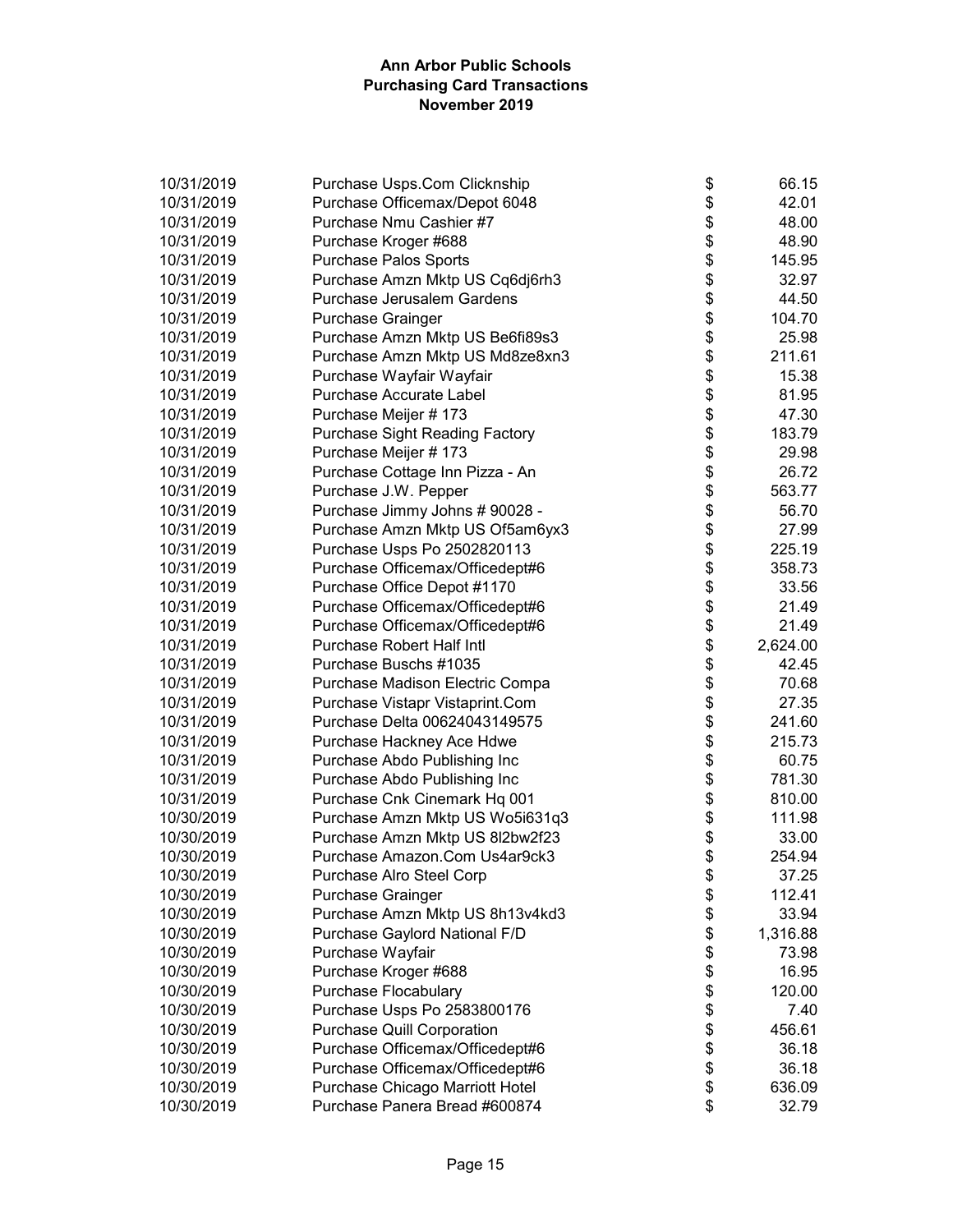**Ann Arbor Public Schools**
**Purchasing Card Transactions**
**November 2019**

| | | | |
|---|---|---|---|
| 10/31/2019 | Purchase Usps.Com Clicknship | $ | 66.15 |
| 10/31/2019 | Purchase Officemax/Depot 6048 | $ | 42.01 |
| 10/31/2019 | Purchase Nmu Cashier #7 | $ | 48.00 |
| 10/31/2019 | Purchase Kroger #688 | $ | 48.90 |
| 10/31/2019 | Purchase Palos Sports | $ | 145.95 |
| 10/31/2019 | Purchase Amzn Mktp US Cq6dj6rh3 | $ | 32.97 |
| 10/31/2019 | Purchase Jerusalem Gardens | $ | 44.50 |
| 10/31/2019 | Purchase Grainger | $ | 104.70 |
| 10/31/2019 | Purchase Amzn Mktp US Be6fi89s3 | $ | 25.98 |
| 10/31/2019 | Purchase Amzn Mktp US Md8ze8xn3 | $ | 211.61 |
| 10/31/2019 | Purchase Wayfair Wayfair | $ | 15.38 |
| 10/31/2019 | Purchase Accurate Label | $ | 81.95 |
| 10/31/2019 | Purchase Meijer # 173 | $ | 47.30 |
| 10/31/2019 | Purchase Sight Reading Factory | $ | 183.79 |
| 10/31/2019 | Purchase Meijer # 173 | $ | 29.98 |
| 10/31/2019 | Purchase Cottage Inn Pizza - An | $ | 26.72 |
| 10/31/2019 | Purchase J.W. Pepper | $ | 563.77 |
| 10/31/2019 | Purchase Jimmy Johns # 90028 - | $ | 56.70 |
| 10/31/2019 | Purchase Amzn Mktp US Of5am6yx3 | $ | 27.99 |
| 10/31/2019 | Purchase Usps Po 2502820113 | $ | 225.19 |
| 10/31/2019 | Purchase Officemax/Officedept#6 | $ | 358.73 |
| 10/31/2019 | Purchase Office Depot #1170 | $ | 33.56 |
| 10/31/2019 | Purchase Officemax/Officedept#6 | $ | 21.49 |
| 10/31/2019 | Purchase Officemax/Officedept#6 | $ | 21.49 |
| 10/31/2019 | Purchase Robert Half Intl | $ | 2,624.00 |
| 10/31/2019 | Purchase Buschs #1035 | $ | 42.45 |
| 10/31/2019 | Purchase Madison Electric Compa | $ | 70.68 |
| 10/31/2019 | Purchase Vistapr Vistaprint.Com | $ | 27.35 |
| 10/31/2019 | Purchase Delta 00624043149575 | $ | 241.60 |
| 10/31/2019 | Purchase Hackney Ace Hdwe | $ | 215.73 |
| 10/31/2019 | Purchase Abdo Publishing Inc | $ | 60.75 |
| 10/31/2019 | Purchase Abdo Publishing Inc | $ | 781.30 |
| 10/31/2019 | Purchase Cnk Cinemark Hq 001 | $ | 810.00 |
| 10/30/2019 | Purchase Amzn Mktp US Wo5i631q3 | $ | 111.98 |
| 10/30/2019 | Purchase Amzn Mktp US 8l2bw2f23 | $ | 33.00 |
| 10/30/2019 | Purchase Amazon.Com Us4ar9ck3 | $ | 254.94 |
| 10/30/2019 | Purchase Alro Steel Corp | $ | 37.25 |
| 10/30/2019 | Purchase Grainger | $ | 112.41 |
| 10/30/2019 | Purchase Amzn Mktp US 8h13v4kd3 | $ | 33.94 |
| 10/30/2019 | Purchase Gaylord National F/D | $ | 1,316.88 |
| 10/30/2019 | Purchase Wayfair | $ | 73.98 |
| 10/30/2019 | Purchase Kroger #688 | $ | 16.95 |
| 10/30/2019 | Purchase Flocabulary | $ | 120.00 |
| 10/30/2019 | Purchase Usps Po 2583800176 | $ | 7.40 |
| 10/30/2019 | Purchase Quill Corporation | $ | 456.61 |
| 10/30/2019 | Purchase Officemax/Officedept#6 | $ | 36.18 |
| 10/30/2019 | Purchase Officemax/Officedept#6 | $ | 36.18 |
| 10/30/2019 | Purchase Chicago Marriott Hotel | $ | 636.09 |
| 10/30/2019 | Purchase Panera Bread #600874 | $ | 32.79 |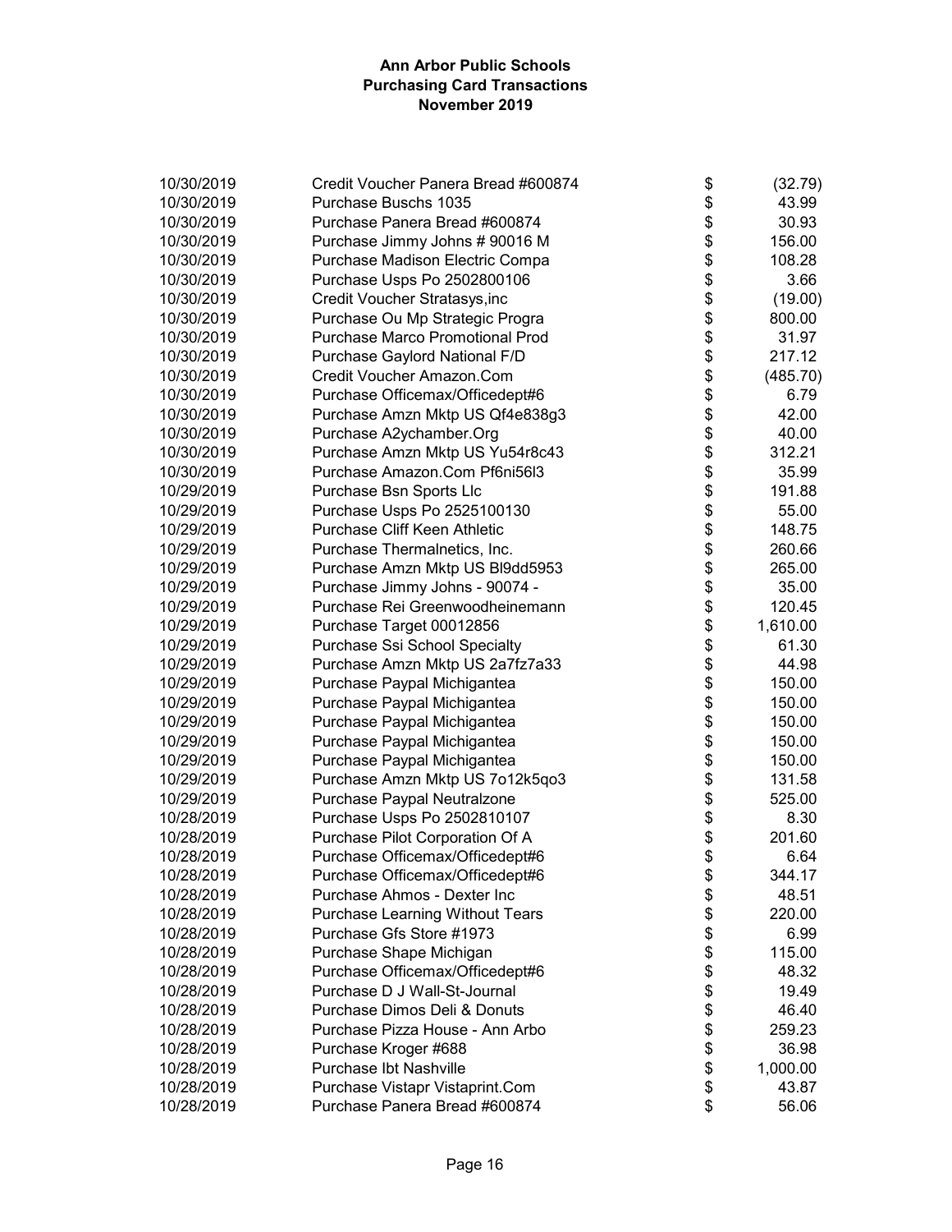# Ann Arbor Public Schools
## Purchasing Card Transactions
### November 2019

| Date | Description | | Amount |
|---|---|---|---|
| 10/30/2019 | Credit Voucher Panera Bread #600874 | $ | (32.79) |
| 10/30/2019 | Purchase Buschs 1035 | $ | 43.99 |
| 10/30/2019 | Purchase Panera Bread #600874 | $ | 30.93 |
| 10/30/2019 | Purchase Jimmy Johns # 90016 M | $ | 156.00 |
| 10/30/2019 | Purchase Madison Electric Compa | $ | 108.28 |
| 10/30/2019 | Purchase Usps Po 2502800106 | $ | 3.66 |
| 10/30/2019 | Credit Voucher Stratasys,inc | $ | (19.00) |
| 10/30/2019 | Purchase Ou Mp Strategic Progra | $ | 800.00 |
| 10/30/2019 | Purchase Marco Promotional Prod | $ | 31.97 |
| 10/30/2019 | Purchase Gaylord National F/D | $ | 217.12 |
| 10/30/2019 | Credit Voucher Amazon.Com | $ | (485.70) |
| 10/30/2019 | Purchase Officemax/Officedept#6 | $ | 6.79 |
| 10/30/2019 | Purchase Amzn Mktp US Qf4e838g3 | $ | 42.00 |
| 10/30/2019 | Purchase A2ychamber.Org | $ | 40.00 |
| 10/30/2019 | Purchase Amzn Mktp US Yu54r8c43 | $ | 312.21 |
| 10/30/2019 | Purchase Amazon.Com Pf6ni56l3 | $ | 35.99 |
| 10/29/2019 | Purchase Bsn Sports Llc | $ | 191.88 |
| 10/29/2019 | Purchase Usps Po 2525100130 | $ | 55.00 |
| 10/29/2019 | Purchase Cliff Keen Athletic | $ | 148.75 |
| 10/29/2019 | Purchase Thermalnetics, Inc. | $ | 260.66 |
| 10/29/2019 | Purchase Amzn Mktp US Bl9dd5953 | $ | 265.00 |
| 10/29/2019 | Purchase Jimmy Johns - 90074 - | $ | 35.00 |
| 10/29/2019 | Purchase Rei Greenwoodheinemann | $ | 120.45 |
| 10/29/2019 | Purchase Target 00012856 | $ | 1,610.00 |
| 10/29/2019 | Purchase Ssi School Specialty | $ | 61.30 |
| 10/29/2019 | Purchase Amzn Mktp US 2a7fz7a33 | $ | 44.98 |
| 10/29/2019 | Purchase Paypal Michigantea | $ | 150.00 |
| 10/29/2019 | Purchase Paypal Michigantea | $ | 150.00 |
| 10/29/2019 | Purchase Paypal Michigantea | $ | 150.00 |
| 10/29/2019 | Purchase Paypal Michigantea | $ | 150.00 |
| 10/29/2019 | Purchase Paypal Michigantea | $ | 150.00 |
| 10/29/2019 | Purchase Amzn Mktp US 7o12k5qo3 | $ | 131.58 |
| 10/29/2019 | Purchase Paypal Neutralzone | $ | 525.00 |
| 10/28/2019 | Purchase Usps Po 2502810107 | $ | 8.30 |
| 10/28/2019 | Purchase Pilot Corporation Of A | $ | 201.60 |
| 10/28/2019 | Purchase Officemax/Officedept#6 | $ | 6.64 |
| 10/28/2019 | Purchase Officemax/Officedept#6 | $ | 344.17 |
| 10/28/2019 | Purchase Ahmos - Dexter Inc | $ | 48.51 |
| 10/28/2019 | Purchase Learning Without Tears | $ | 220.00 |
| 10/28/2019 | Purchase Gfs Store #1973 | $ | 6.99 |
| 10/28/2019 | Purchase Shape Michigan | $ | 115.00 |
| 10/28/2019 | Purchase Officemax/Officedept#6 | $ | 48.32 |
| 10/28/2019 | Purchase D J Wall-St-Journal | $ | 19.49 |
| 10/28/2019 | Purchase Dimos Deli & Donuts | $ | 46.40 |
| 10/28/2019 | Purchase Pizza House - Ann Arbo | $ | 259.23 |
| 10/28/2019 | Purchase Kroger #688 | $ | 36.98 |
| 10/28/2019 | Purchase Ibt Nashville | $ | 1,000.00 |
| 10/28/2019 | Purchase Vistapr Vistaprint.Com | $ | 43.87 |
| 10/28/2019 | Purchase Panera Bread #600874 | $ | 56.06 |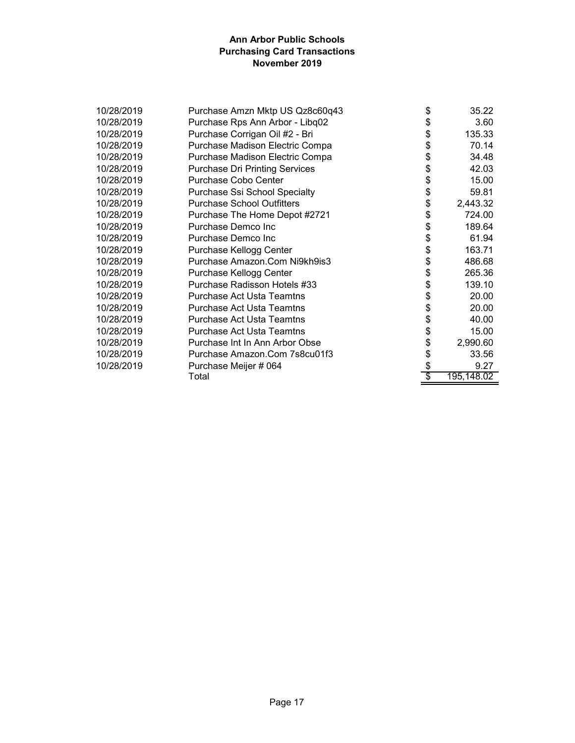**Ann Arbor Public Schools**
**Purchasing Card Transactions**
**November 2019**

| | | | |
|---|---|---|---|
| 10/28/2019 | Purchase Amzn Mktp US Qz8c60q43 | $ | 35.22 |
| 10/28/2019 | Purchase Rps Ann Arbor - Libq02 | $ | 3.60 |
| 10/28/2019 | Purchase Corrigan Oil #2 - Bri | $ | 135.33 |
| 10/28/2019 | Purchase Madison Electric Compa | $ | 70.14 |
| 10/28/2019 | Purchase Madison Electric Compa | $ | 34.48 |
| 10/28/2019 | Purchase Dri Printing Services | $ | 42.03 |
| 10/28/2019 | Purchase Cobo Center | $ | 15.00 |
| 10/28/2019 | Purchase Ssi School Specialty | $ | 59.81 |
| 10/28/2019 | Purchase School Outfitters | $ | 2,443.32 |
| 10/28/2019 | Purchase The Home Depot #2721 | $ | 724.00 |
| 10/28/2019 | Purchase Demco Inc | $ | 189.64 |
| 10/28/2019 | Purchase Demco Inc | $ | 61.94 |
| 10/28/2019 | Purchase Kellogg Center | $ | 163.71 |
| 10/28/2019 | Purchase Amazon.Com Ni9kh9is3 | $ | 486.68 |
| 10/28/2019 | Purchase Kellogg Center | $ | 265.36 |
| 10/28/2019 | Purchase Radisson Hotels #33 | $ | 139.10 |
| 10/28/2019 | Purchase Act Usta Teamtns | $ | 20.00 |
| 10/28/2019 | Purchase Act Usta Teamtns | $ | 20.00 |
| 10/28/2019 | Purchase Act Usta Teamtns | $ | 40.00 |
| 10/28/2019 | Purchase Act Usta Teamtns | $ | 15.00 |
| 10/28/2019 | Purchase Int In Ann Arbor Obse | $ | 2,990.60 |
| 10/28/2019 | Purchase Amazon.Com 7s8cu01f3 | $ | 33.56 |
| 10/28/2019 | Purchase Meijer # 064 | $ | 9.27 |
| | Total | $ | 195,148.02 |